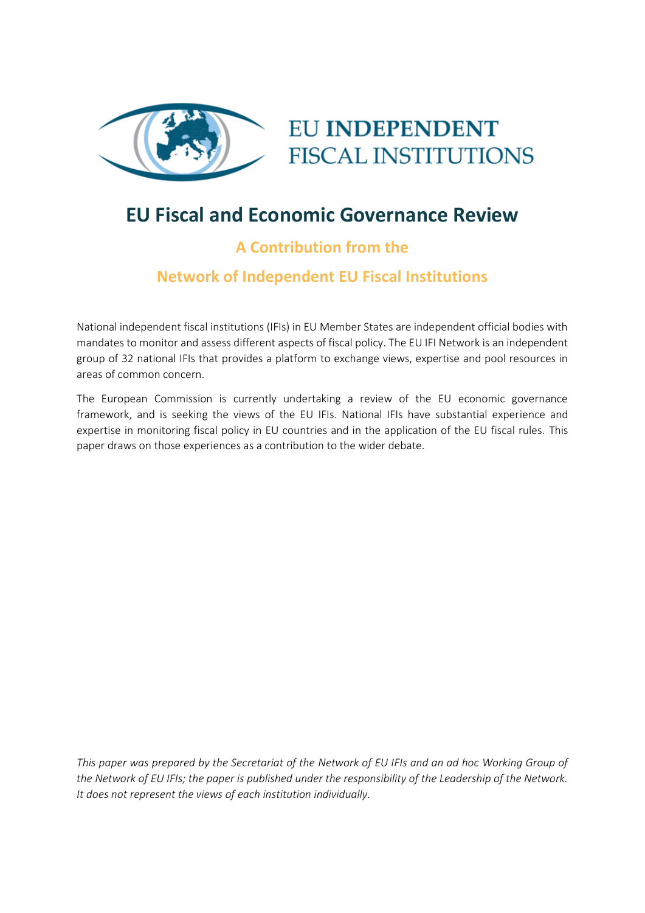EU INDEPENDENT FISCAL INSTITUTIONS

# EU Fiscal and Economic Governance Review

## A Contribution from the Network of Independent EU Fiscal Institutions

National independent fiscal institutions (IFIs) in EU Member States are independent official bodies with mandates to monitor and assess different aspects of fiscal policy. The EU IFI Network is an independent group of 32 national IFIs that provides a platform to exchange views, expertise and pool resources in areas of common concern.

The European Commission is currently undertaking a review of the EU economic governance framework, and is seeking the views of the EU IFIs. National IFIs have substantial experience and expertise in monitoring fiscal policy in EU countries and in the application of the EU fiscal rules. This paper draws on those experiences as a contribution to the wider debate.

*This paper was prepared by the Secretariat of the Network of EU IFIs and an ad hoc Working Group of the Network of EU IFIs; the paper is published under the responsibility of the Leadership of the Network. It does not represent the views of each institution individually.*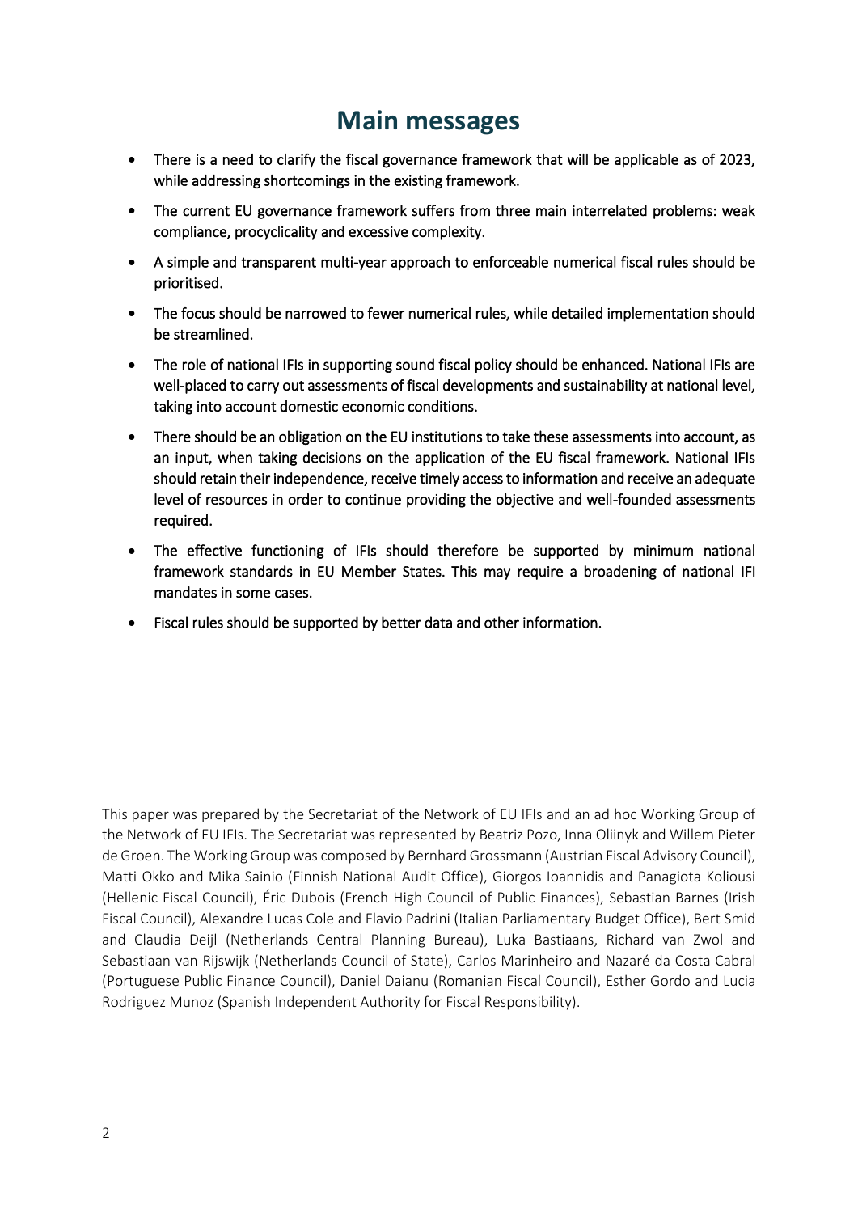# Main messages

- There is a need to clarify the fiscal governance framework that will be applicable as of 2023, while addressing shortcomings in the existing framework.
- The current EU governance framework suffers from three main interrelated problems: weak compliance, procyclicality and excessive complexity.
- A simple and transparent multi-year approach to enforceable numerical fiscal rules should be prioritised.
- The focus should be narrowed to fewer numerical rules, while detailed implementation should be streamlined.
- The role of national IFIs in supporting sound fiscal policy should be enhanced. National IFIs are well-placed to carry out assessments of fiscal developments and sustainability at national level, taking into account domestic economic conditions.
- There should be an obligation on the EU institutions to take these assessments into account, as an input, when taking decisions on the application of the EU fiscal framework. National IFIs should retain their independence, receive timely access to information and receive an adequate level of resources in order to continue providing the objective and well-founded assessments required.
- The effective functioning of IFIs should therefore be supported by minimum national framework standards in EU Member States. This may require a broadening of national IFI mandates in some cases.
- Fiscal rules should be supported by better data and other information.

This paper was prepared by the Secretariat of the Network of EU IFIs and an ad hoc Working Group of the Network of EU IFIs. The Secretariat was represented by Beatriz Pozo, Inna Oliinyk and Willem Pieter de Groen. The Working Group was composed by Bernhard Grossmann (Austrian Fiscal Advisory Council), Matti Okko and Mika Sainio (Finnish National Audit Office), Giorgos Ioannidis and Panagiota Koliousi (Hellenic Fiscal Council), Éric Dubois (French High Council of Public Finances), Sebastian Barnes (Irish Fiscal Council), Alexandre Lucas Cole and Flavio Padrini (Italian Parliamentary Budget Office), Bert Smid and Claudia Deijl (Netherlands Central Planning Bureau), Luka Bastiaans, Richard van Zwol and Sebastiaan van Rijswijk (Netherlands Council of State), Carlos Marinheiro and Nazaré da Costa Cabral (Portuguese Public Finance Council), Daniel Daianu (Romanian Fiscal Council), Esther Gordo and Lucia Rodriguez Munoz (Spanish Independent Authority for Fiscal Responsibility).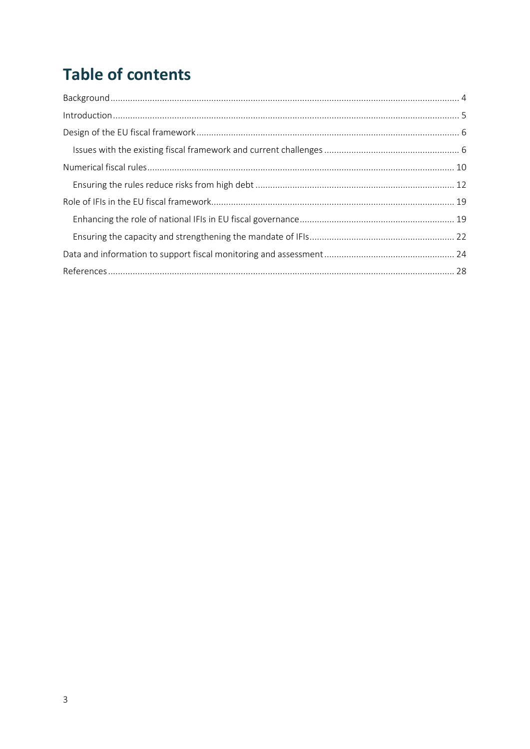# Table of contents

- Background ........ 4
- Introduction ........ 5
- Design of the EU fiscal framework ........ 6
  - Issues with the existing fiscal framework and current challenges ........ 6
- Numerical fiscal rules ........ 10
  - Ensuring the rules reduce risks from high debt ........ 12
- Role of IFIs in the EU fiscal framework ........ 19
  - Enhancing the role of national IFIs in EU fiscal governance ........ 19
  - Ensuring the capacity and strengthening the mandate of IFIs ........ 22
- Data and information to support fiscal monitoring and assessment ........ 24
- References ........ 28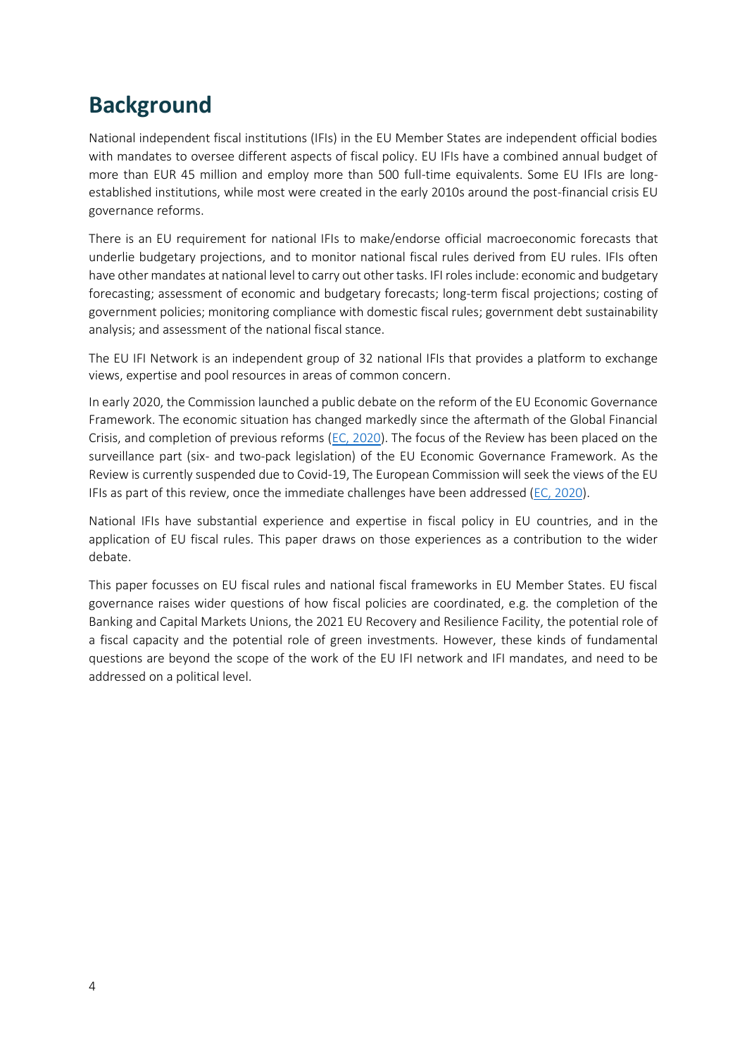# Background

National independent fiscal institutions (IFIs) in the EU Member States are independent official bodies with mandates to oversee different aspects of fiscal policy. EU IFIs have a combined annual budget of more than EUR 45 million and employ more than 500 full-time equivalents. Some EU IFIs are long-established institutions, while most were created in the early 2010s around the post-financial crisis EU governance reforms.

There is an EU requirement for national IFIs to make/endorse official macroeconomic forecasts that underlie budgetary projections, and to monitor national fiscal rules derived from EU rules. IFIs often have other mandates at national level to carry out other tasks. IFI roles include: economic and budgetary forecasting; assessment of economic and budgetary forecasts; long-term fiscal projections; costing of government policies; monitoring compliance with domestic fiscal rules; government debt sustainability analysis; and assessment of the national fiscal stance.

The EU IFI Network is an independent group of 32 national IFIs that provides a platform to exchange views, expertise and pool resources in areas of common concern.

In early 2020, the Commission launched a public debate on the reform of the EU Economic Governance Framework. The economic situation has changed markedly since the aftermath of the Global Financial Crisis, and completion of previous reforms (EC, 2020). The focus of the Review has been placed on the surveillance part (six- and two-pack legislation) of the EU Economic Governance Framework. As the Review is currently suspended due to Covid-19, The European Commission will seek the views of the EU IFIs as part of this review, once the immediate challenges have been addressed (EC, 2020).

National IFIs have substantial experience and expertise in fiscal policy in EU countries, and in the application of EU fiscal rules. This paper draws on those experiences as a contribution to the wider debate.

This paper focusses on EU fiscal rules and national fiscal frameworks in EU Member States. EU fiscal governance raises wider questions of how fiscal policies are coordinated, e.g. the completion of the Banking and Capital Markets Unions, the 2021 EU Recovery and Resilience Facility, the potential role of a fiscal capacity and the potential role of green investments. However, these kinds of fundamental questions are beyond the scope of the work of the EU IFI network and IFI mandates, and need to be addressed on a political level.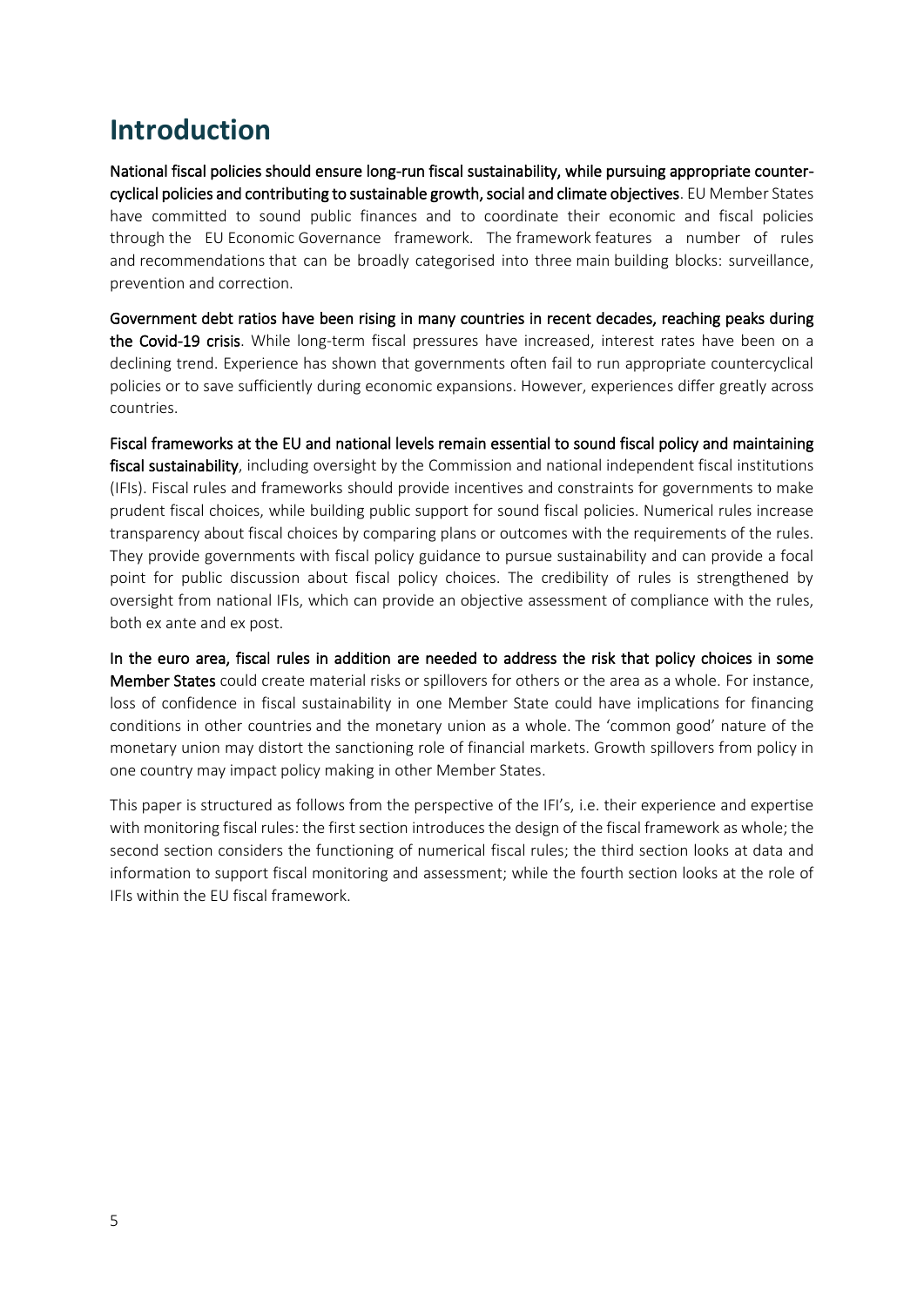# Introduction

**National fiscal policies should ensure long-run fiscal sustainability, while pursuing appropriate counter-cyclical policies and contributing to sustainable growth, social and climate objectives**. EU Member States have committed to sound public finances and to coordinate their economic and fiscal policies through the EU Economic Governance framework. The framework features a number of rules and recommendations that can be broadly categorised into three main building blocks: surveillance, prevention and correction.

**Government debt ratios have been rising in many countries in recent decades, reaching peaks during the Covid-19 crisis**. While long-term fiscal pressures have increased, interest rates have been on a declining trend. Experience has shown that governments often fail to run appropriate countercyclical policies or to save sufficiently during economic expansions. However, experiences differ greatly across countries.

**Fiscal frameworks at the EU and national levels remain essential to sound fiscal policy and maintaining fiscal sustainability**, including oversight by the Commission and national independent fiscal institutions (IFIs). Fiscal rules and frameworks should provide incentives and constraints for governments to make prudent fiscal choices, while building public support for sound fiscal policies. Numerical rules increase transparency about fiscal choices by comparing plans or outcomes with the requirements of the rules. They provide governments with fiscal policy guidance to pursue sustainability and can provide a focal point for public discussion about fiscal policy choices. The credibility of rules is strengthened by oversight from national IFIs, which can provide an objective assessment of compliance with the rules, both ex ante and ex post.

**In the euro area, fiscal rules in addition are needed to address the risk that policy choices in some Member States** could create material risks or spillovers for others or the area as a whole. For instance, loss of confidence in fiscal sustainability in one Member State could have implications for financing conditions in other countries and the monetary union as a whole. The 'common good' nature of the monetary union may distort the sanctioning role of financial markets. Growth spillovers from policy in one country may impact policy making in other Member States.

This paper is structured as follows from the perspective of the IFI's, i.e. their experience and expertise with monitoring fiscal rules: the first section introduces the design of the fiscal framework as whole; the second section considers the functioning of numerical fiscal rules; the third section looks at data and information to support fiscal monitoring and assessment; while the fourth section looks at the role of IFIs within the EU fiscal framework.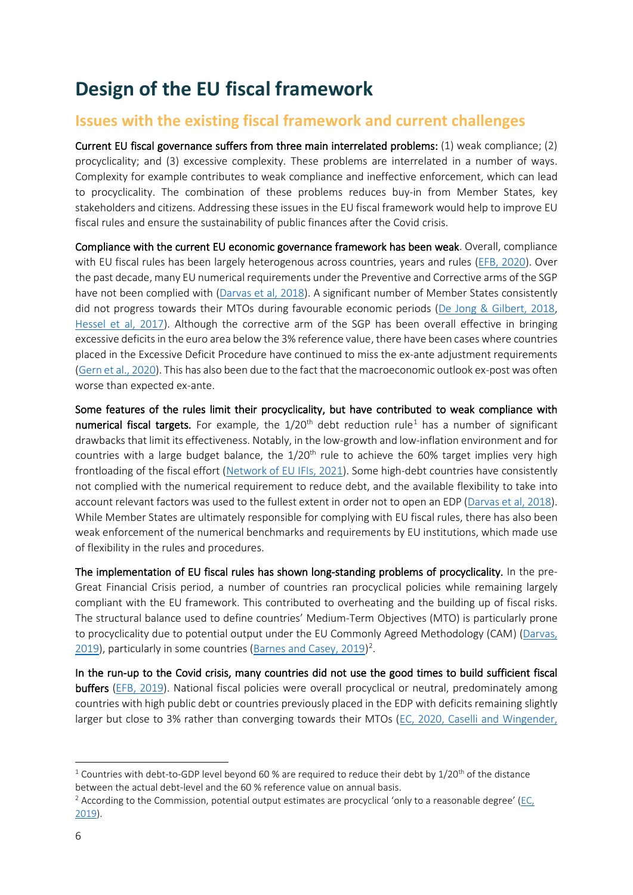# Design of the EU fiscal framework

## Issues with the existing fiscal framework and current challenges

**Current EU fiscal governance suffers from three main interrelated problems:** (1) weak compliance; (2) procyclicality; and (3) excessive complexity. These problems are interrelated in a number of ways. Complexity for example contributes to weak compliance and ineffective enforcement, which can lead to procyclicality. The combination of these problems reduces buy-in from Member States, key stakeholders and citizens. Addressing these issues in the EU fiscal framework would help to improve EU fiscal rules and ensure the sustainability of public finances after the Covid crisis.

**Compliance with the current EU economic governance framework has been weak**. Overall, compliance with EU fiscal rules has been largely heterogenous across countries, years and rules (EFB, 2020). Over the past decade, many EU numerical requirements under the Preventive and Corrective arms of the SGP have not been complied with (Darvas et al, 2018). A significant number of Member States consistently did not progress towards their MTOs during favourable economic periods (De Jong & Gilbert, 2018, Hessel et al, 2017). Although the corrective arm of the SGP has been overall effective in bringing excessive deficits in the euro area below the 3% reference value, there have been cases where countries placed in the Excessive Deficit Procedure have continued to miss the ex-ante adjustment requirements (Gern et al., 2020). This has also been due to the fact that the macroeconomic outlook ex-post was often worse than expected ex-ante.

**Some features of the rules limit their procyclicality, but have contributed to weak compliance with numerical fiscal targets.** For example, the 1/20th debt reduction rule[1] has a number of significant drawbacks that limit its effectiveness. Notably, in the low-growth and low-inflation environment and for countries with a large budget balance, the 1/20th rule to achieve the 60% target implies very high frontloading of the fiscal effort (Network of EU IFIs, 2021). Some high-debt countries have consistently not complied with the numerical requirement to reduce debt, and the available flexibility to take into account relevant factors was used to the fullest extent in order not to open an EDP (Darvas et al, 2018). While Member States are ultimately responsible for complying with EU fiscal rules, there has also been weak enforcement of the numerical benchmarks and requirements by EU institutions, which made use of flexibility in the rules and procedures.

**The implementation of EU fiscal rules has shown long-standing problems of procyclicality.** In the pre-Great Financial Crisis period, a number of countries ran procyclical policies while remaining largely compliant with the EU framework. This contributed to overheating and the building up of fiscal risks. The structural balance used to define countries' Medium-Term Objectives (MTO) is particularly prone to procyclicality due to potential output under the EU Commonly Agreed Methodology (CAM) (Darvas, 2019), particularly in some countries (Barnes and Casey, 2019)[2].

**In the run-up to the Covid crisis, many countries did not use the good times to build sufficient fiscal buffers** (EFB, 2019). National fiscal policies were overall procyclical or neutral, predominately among countries with high public debt or countries previously placed in the EDP with deficits remaining slightly larger but close to 3% rather than converging towards their MTOs (EC, 2020, Caselli and Wingender,

---

[1] Countries with debt-to-GDP level beyond 60 % are required to reduce their debt by 1/20th of the distance between the actual debt-level and the 60 % reference value on annual basis.

[2] According to the Commission, potential output estimates are procyclical 'only to a reasonable degree' (EC, 2019).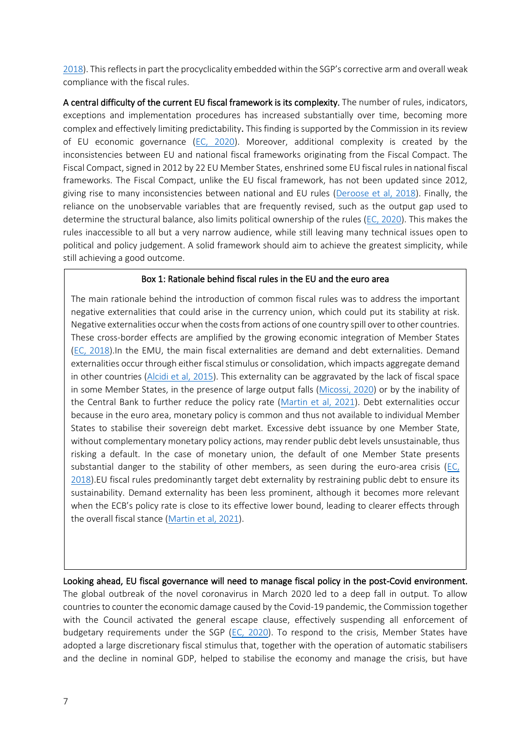2018). This reflects in part the procyclicality embedded within the SGP's corrective arm and overall weak compliance with the fiscal rules.

**A central difficulty of the current EU fiscal framework is its complexity.** The number of rules, indicators, exceptions and implementation procedures has increased substantially over time, becoming more complex and effectively limiting predictability. This finding is supported by the Commission in its review of EU economic governance (EC, 2020). Moreover, additional complexity is created by the inconsistencies between EU and national fiscal frameworks originating from the Fiscal Compact. The Fiscal Compact, signed in 2012 by 22 EU Member States, enshrined some EU fiscal rules in national fiscal frameworks. The Fiscal Compact, unlike the EU fiscal framework, has not been updated since 2012, giving rise to many inconsistencies between national and EU rules (Deroose et al, 2018). Finally, the reliance on the unobservable variables that are frequently revised, such as the output gap used to determine the structural balance, also limits political ownership of the rules (EC, 2020). This makes the rules inaccessible to all but a very narrow audience, while still leaving many technical issues open to political and policy judgement. A solid framework should aim to achieve the greatest simplicity, while still achieving a good outcome.

**Box 1: Rationale behind fiscal rules in the EU and the euro area**

The main rationale behind the introduction of common fiscal rules was to address the important negative externalities that could arise in the currency union, which could put its stability at risk. Negative externalities occur when the costs from actions of one country spill over to other countries. These cross-border effects are amplified by the growing economic integration of Member States (EC, 2018).In the EMU, the main fiscal externalities are demand and debt externalities. Demand externalities occur through either fiscal stimulus or consolidation, which impacts aggregate demand in other countries (Alcidi et al, 2015). This externality can be aggravated by the lack of fiscal space in some Member States, in the presence of large output falls (Micossi, 2020) or by the inability of the Central Bank to further reduce the policy rate (Martin et al, 2021). Debt externalities occur because in the euro area, monetary policy is common and thus not available to individual Member States to stabilise their sovereign debt market. Excessive debt issuance by one Member State, without complementary monetary policy actions, may render public debt levels unsustainable, thus risking a default. In the case of monetary union, the default of one Member State presents substantial danger to the stability of other members, as seen during the euro-area crisis (EC, 2018).EU fiscal rules predominantly target debt externality by restraining public debt to ensure its sustainability. Demand externality has been less prominent, although it becomes more relevant when the ECB's policy rate is close to its effective lower bound, leading to clearer effects through the overall fiscal stance (Martin et al, 2021).

**Looking ahead, EU fiscal governance will need to manage fiscal policy in the post-Covid environment.** The global outbreak of the novel coronavirus in March 2020 led to a deep fall in output. To allow countries to counter the economic damage caused by the Covid-19 pandemic, the Commission together with the Council activated the general escape clause, effectively suspending all enforcement of budgetary requirements under the SGP (EC, 2020). To respond to the crisis, Member States have adopted a large discretionary fiscal stimulus that, together with the operation of automatic stabilisers and the decline in nominal GDP, helped to stabilise the economy and manage the crisis, but have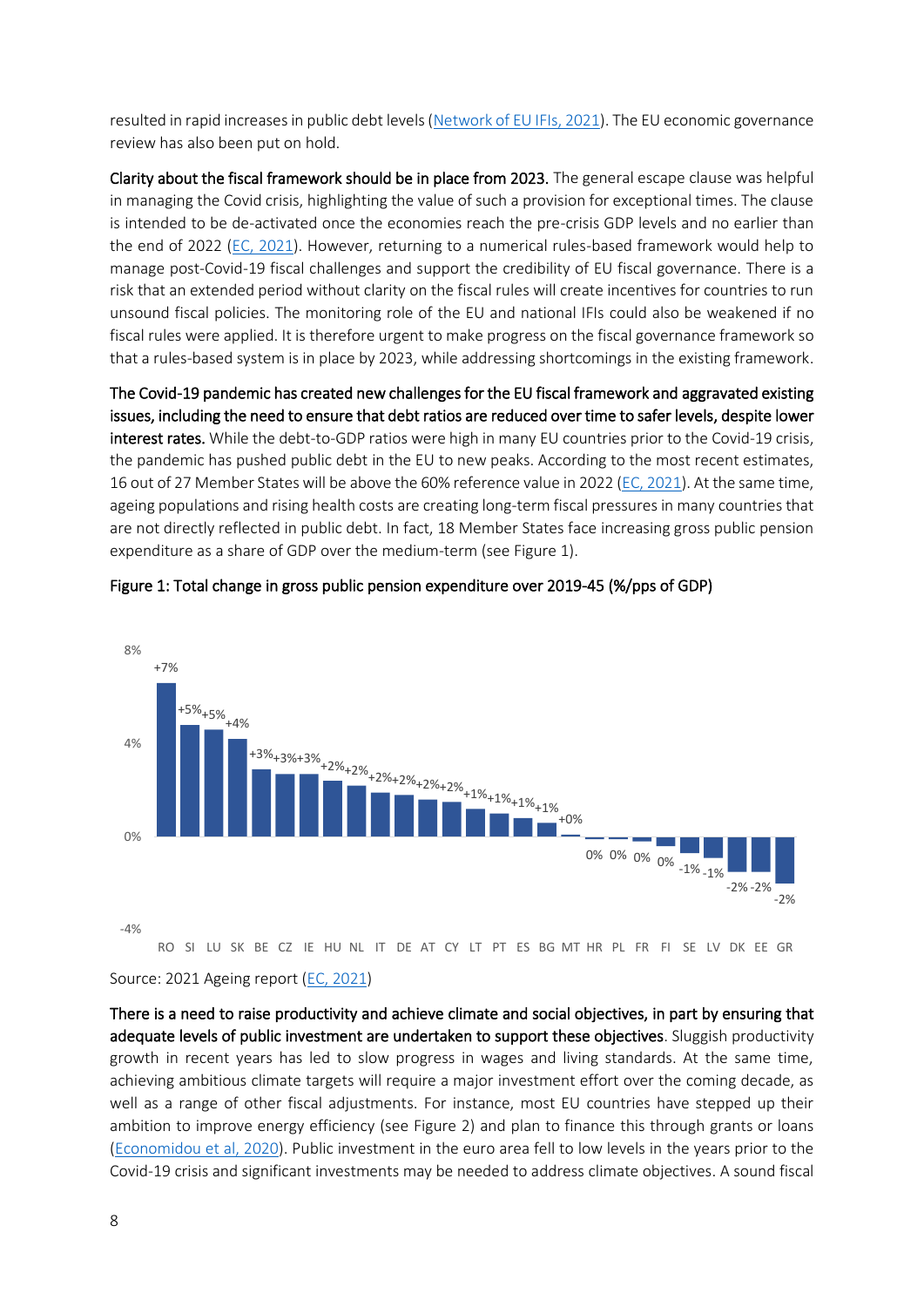resulted in rapid increases in public debt levels (Network of EU IFIs, 2021). The EU economic governance review has also been put on hold.

**Clarity about the fiscal framework should be in place from 2023.** The general escape clause was helpful in managing the Covid crisis, highlighting the value of such a provision for exceptional times. The clause is intended to be de-activated once the economies reach the pre-crisis GDP levels and no earlier than the end of 2022 (EC, 2021). However, returning to a numerical rules-based framework would help to manage post-Covid-19 fiscal challenges and support the credibility of EU fiscal governance. There is a risk that an extended period without clarity on the fiscal rules will create incentives for countries to run unsound fiscal policies. The monitoring role of the EU and national IFIs could also be weakened if no fiscal rules were applied. It is therefore urgent to make progress on the fiscal governance framework so that a rules-based system is in place by 2023, while addressing shortcomings in the existing framework.

**The Covid-19 pandemic has created new challenges for the EU fiscal framework and aggravated existing issues, including the need to ensure that debt ratios are reduced over time to safer levels, despite lower interest rates.** While the debt-to-GDP ratios were high in many EU countries prior to the Covid-19 crisis, the pandemic has pushed public debt in the EU to new peaks. According to the most recent estimates, 16 out of 27 Member States will be above the 60% reference value in 2022 (EC, 2021). At the same time, ageing populations and rising health costs are creating long-term fiscal pressures in many countries that are not directly reflected in public debt. In fact, 18 Member States face increasing gross public pension expenditure as a share of GDP over the medium-term (see Figure 1).

**Figure 1: Total change in gross public pension expenditure over 2019-45 (%/pps of GDP)**

| Country | Change |
|---|---|
| RO | +7% |
| SI | +5% |
| LU | +5% |
| SK | +4% |
| BE | +3% |
| CZ | +3% |
| IE | +3% |
| HU | +2% |
| NL | +2% |
| IT | +2% |
| DE | +2% |
| AT | +2% |
| CY | +2% |
| LT | +1% |
| PT | +1% |
| ES | +1% |
| BG | +1% |
| MT | +0% |
| HR | 0% |
| PL | 0% |
| FR | 0% |
| FI | 0% |
| SE | -1% |
| LV | -1% |
| DK | -2% |
| EE | -2% |
| GR | -2% |

Source: 2021 Ageing report (EC, 2021)

**There is a need to raise productivity and achieve climate and social objectives, in part by ensuring that adequate levels of public investment are undertaken to support these objectives**. Sluggish productivity growth in recent years has led to slow progress in wages and living standards. At the same time, achieving ambitious climate targets will require a major investment effort over the coming decade, as well as a range of other fiscal adjustments. For instance, most EU countries have stepped up their ambition to improve energy efficiency (see Figure 2) and plan to finance this through grants or loans (Economidou et al, 2020). Public investment in the euro area fell to low levels in the years prior to the Covid-19 crisis and significant investments may be needed to address climate objectives. A sound fiscal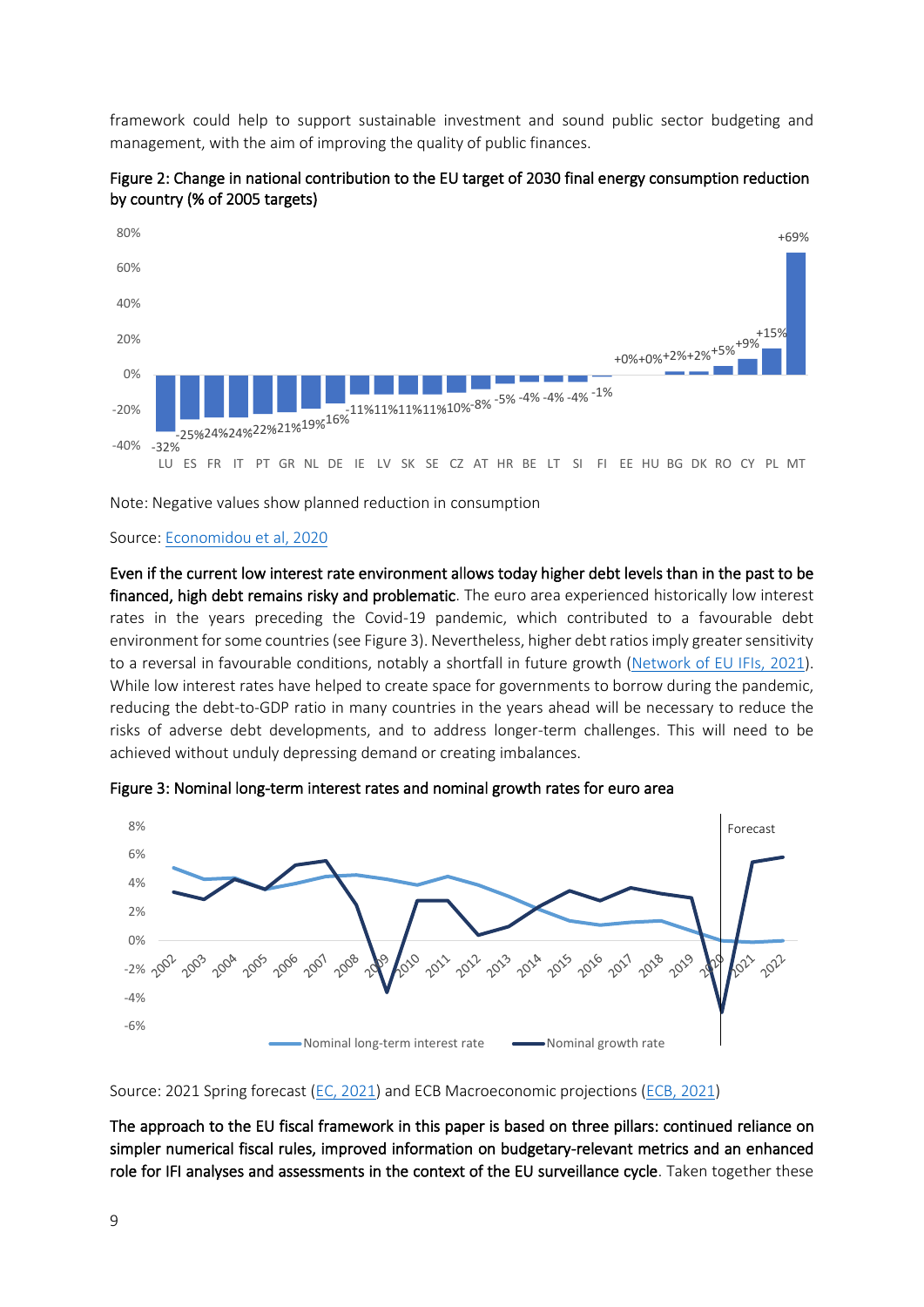framework could help to support sustainable investment and sound public sector budgeting and management, with the aim of improving the quality of public finances.

Figure 2: Change in national contribution to the EU target of 2030 final energy consumption reduction by country (% of 2005 targets)

Note: Negative values show planned reduction in consumption

Source: Economidou et al, 2020

**Even if the current low interest rate environment allows today higher debt levels than in the past to be financed, high debt remains risky and problematic**. The euro area experienced historically low interest rates in the years preceding the Covid-19 pandemic, which contributed to a favourable debt environment for some countries (see Figure 3). Nevertheless, higher debt ratios imply greater sensitivity to a reversal in favourable conditions, notably a shortfall in future growth (Network of EU IFIs, 2021). While low interest rates have helped to create space for governments to borrow during the pandemic, reducing the debt-to-GDP ratio in many countries in the years ahead will be necessary to reduce the risks of adverse debt developments, and to address longer-term challenges. This will need to be achieved without unduly depressing demand or creating imbalances.

Figure 3: Nominal long-term interest rates and nominal growth rates for euro area

Source: 2021 Spring forecast (EC, 2021) and ECB Macroeconomic projections (ECB, 2021)

**The approach to the EU fiscal framework in this paper is based on three pillars: continued reliance on simpler numerical fiscal rules, improved information on budgetary-relevant metrics and an enhanced role for IFI analyses and assessments in the context of the EU surveillance cycle**. Taken together these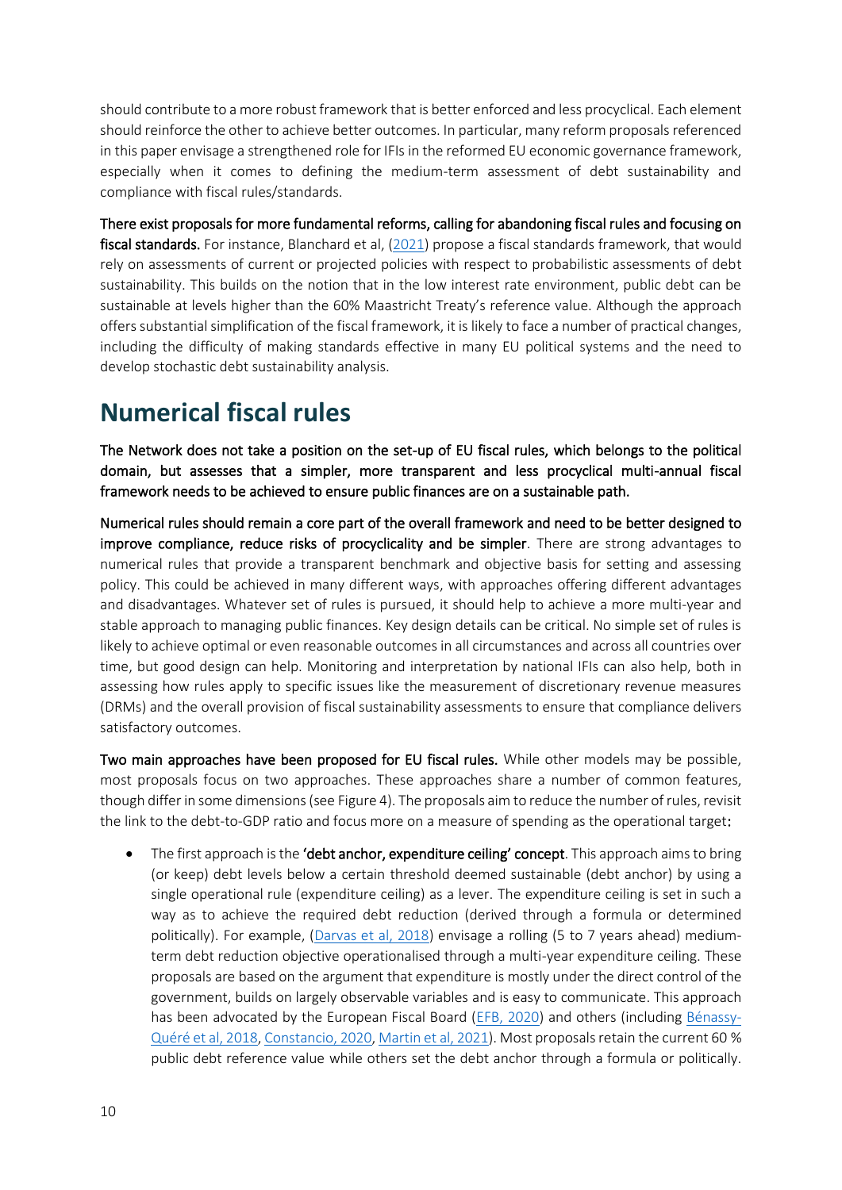should contribute to a more robust framework that is better enforced and less procyclical. Each element should reinforce the other to achieve better outcomes. In particular, many reform proposals referenced in this paper envisage a strengthened role for IFIs in the reformed EU economic governance framework, especially when it comes to defining the medium-term assessment of debt sustainability and compliance with fiscal rules/standards.

**There exist proposals for more fundamental reforms, calling for abandoning fiscal rules and focusing on fiscal standards.** For instance, Blanchard et al, (2021) propose a fiscal standards framework, that would rely on assessments of current or projected policies with respect to probabilistic assessments of debt sustainability. This builds on the notion that in the low interest rate environment, public debt can be sustainable at levels higher than the 60% Maastricht Treaty's reference value. Although the approach offers substantial simplification of the fiscal framework, it is likely to face a number of practical changes, including the difficulty of making standards effective in many EU political systems and the need to develop stochastic debt sustainability analysis.

# Numerical fiscal rules

**The Network does not take a position on the set-up of EU fiscal rules, which belongs to the political domain, but assesses that a simpler, more transparent and less procyclical multi-annual fiscal framework needs to be achieved to ensure public finances are on a sustainable path.**

**Numerical rules should remain a core part of the overall framework and need to be better designed to improve compliance, reduce risks of procyclicality and be simpler**. There are strong advantages to numerical rules that provide a transparent benchmark and objective basis for setting and assessing policy. This could be achieved in many different ways, with approaches offering different advantages and disadvantages. Whatever set of rules is pursued, it should help to achieve a more multi-year and stable approach to managing public finances. Key design details can be critical. No simple set of rules is likely to achieve optimal or even reasonable outcomes in all circumstances and across all countries over time, but good design can help. Monitoring and interpretation by national IFIs can also help, both in assessing how rules apply to specific issues like the measurement of discretionary revenue measures (DRMs) and the overall provision of fiscal sustainability assessments to ensure that compliance delivers satisfactory outcomes.

**Two main approaches have been proposed for EU fiscal rules.** While other models may be possible, most proposals focus on two approaches. These approaches share a number of common features, though differ in some dimensions (see Figure 4). The proposals aim to reduce the number of rules, revisit the link to the debt-to-GDP ratio and focus more on a measure of spending as the operational target:

- The first approach is the **'debt anchor, expenditure ceiling' concept**. This approach aims to bring (or keep) debt levels below a certain threshold deemed sustainable (debt anchor) by using a single operational rule (expenditure ceiling) as a lever. The expenditure ceiling is set in such a way as to achieve the required debt reduction (derived through a formula or determined politically). For example, (Darvas et al, 2018) envisage a rolling (5 to 7 years ahead) medium-term debt reduction objective operationalised through a multi-year expenditure ceiling. These proposals are based on the argument that expenditure is mostly under the direct control of the government, builds on largely observable variables and is easy to communicate. This approach has been advocated by the European Fiscal Board (EFB, 2020) and others (including Bénassy-Quéré et al, 2018, Constancio, 2020, Martin et al, 2021). Most proposals retain the current 60 % public debt reference value while others set the debt anchor through a formula or politically.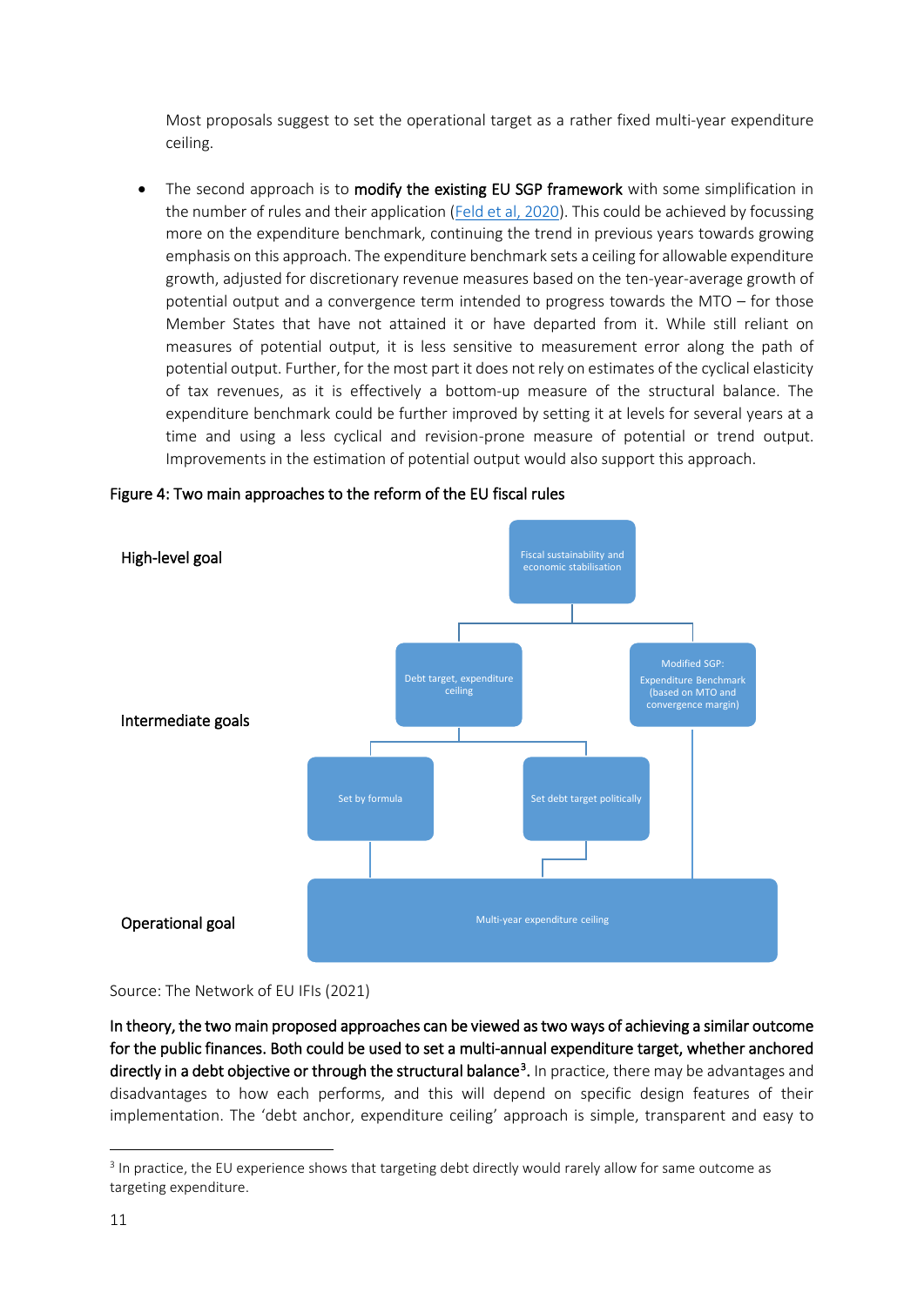Most proposals suggest to set the operational target as a rather fixed multi-year expenditure ceiling.

- The second approach is to **modify the existing EU SGP framework** with some simplification in the number of rules and their application (Feld et al, 2020). This could be achieved by focussing more on the expenditure benchmark, continuing the trend in previous years towards growing emphasis on this approach. The expenditure benchmark sets a ceiling for allowable expenditure growth, adjusted for discretionary revenue measures based on the ten-year-average growth of potential output and a convergence term intended to progress towards the MTO – for those Member States that have not attained it or have departed from it. While still reliant on measures of potential output, it is less sensitive to measurement error along the path of potential output. Further, for the most part it does not rely on estimates of the cyclical elasticity of tax revenues, as it is effectively a bottom-up measure of the structural balance. The expenditure benchmark could be further improved by setting it at levels for several years at a time and using a less cyclical and revision-prone measure of potential or trend output. Improvements in the estimation of potential output would also support this approach.

Figure 4: Two main approaches to the reform of the EU fiscal rules

| Level | Elements |
|---|---|
| High-level goal | Fiscal sustainability and economic stabilisation |
| Intermediate goals | Debt target, expenditure ceiling (→ Set by formula; Set debt target politically) / Modified SGP: Expenditure Benchmark (based on MTO and convergence margin) |
| Operational goal | Multi-year expenditure ceiling |

Source: The Network of EU IFIs (2021)

**In theory, the two main proposed approaches can be viewed as two ways of achieving a similar outcome for the public finances. Both could be used to set a multi-annual expenditure target, whether anchored directly in a debt objective or through the structural balance**[3]. In practice, there may be advantages and disadvantages to how each performs, and this will depend on specific design features of their implementation. The 'debt anchor, expenditure ceiling' approach is simple, transparent and easy to

[3] In practice, the EU experience shows that targeting debt directly would rarely allow for same outcome as targeting expenditure.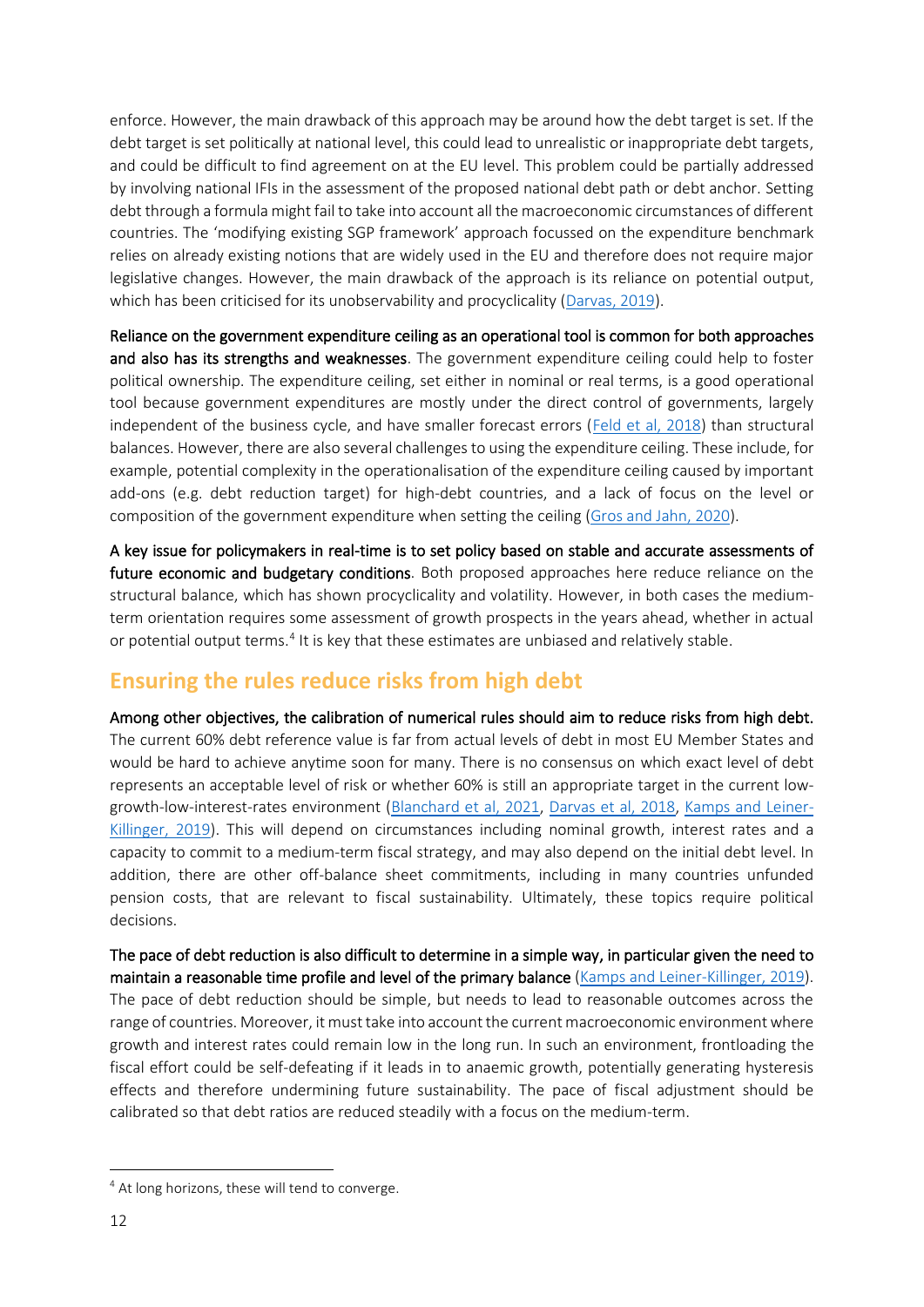enforce. However, the main drawback of this approach may be around how the debt target is set. If the debt target is set politically at national level, this could lead to unrealistic or inappropriate debt targets, and could be difficult to find agreement on at the EU level. This problem could be partially addressed by involving national IFIs in the assessment of the proposed national debt path or debt anchor. Setting debt through a formula might fail to take into account all the macroeconomic circumstances of different countries. The 'modifying existing SGP framework' approach focussed on the expenditure benchmark relies on already existing notions that are widely used in the EU and therefore does not require major legislative changes. However, the main drawback of the approach is its reliance on potential output, which has been criticised for its unobservability and procyclicality (Darvas, 2019).

**Reliance on the government expenditure ceiling as an operational tool is common for both approaches and also has its strengths and weaknesses**. The government expenditure ceiling could help to foster political ownership. The expenditure ceiling, set either in nominal or real terms, is a good operational tool because government expenditures are mostly under the direct control of governments, largely independent of the business cycle, and have smaller forecast errors (Feld et al, 2018) than structural balances. However, there are also several challenges to using the expenditure ceiling. These include, for example, potential complexity in the operationalisation of the expenditure ceiling caused by important add-ons (e.g. debt reduction target) for high-debt countries, and a lack of focus on the level or composition of the government expenditure when setting the ceiling (Gros and Jahn, 2020).

**A key issue for policymakers in real-time is to set policy based on stable and accurate assessments of future economic and budgetary conditions**. Both proposed approaches here reduce reliance on the structural balance, which has shown procyclicality and volatility. However, in both cases the medium-term orientation requires some assessment of growth prospects in the years ahead, whether in actual or potential output terms.[4] It is key that these estimates are unbiased and relatively stable.

## Ensuring the rules reduce risks from high debt

**Among other objectives, the calibration of numerical rules should aim to reduce risks from high debt.** The current 60% debt reference value is far from actual levels of debt in most EU Member States and would be hard to achieve anytime soon for many. There is no consensus on which exact level of debt represents an acceptable level of risk or whether 60% is still an appropriate target in the current low-growth-low-interest-rates environment (Blanchard et al, 2021, Darvas et al, 2018, Kamps and Leiner-Killinger, 2019). This will depend on circumstances including nominal growth, interest rates and a capacity to commit to a medium-term fiscal strategy, and may also depend on the initial debt level. In addition, there are other off-balance sheet commitments, including in many countries unfunded pension costs, that are relevant to fiscal sustainability. Ultimately, these topics require political decisions.

**The pace of debt reduction is also difficult to determine in a simple way, in particular given the need to maintain a reasonable time profile and level of the primary balance** (Kamps and Leiner-Killinger, 2019). The pace of debt reduction should be simple, but needs to lead to reasonable outcomes across the range of countries. Moreover, it must take into account the current macroeconomic environment where growth and interest rates could remain low in the long run. In such an environment, frontloading the fiscal effort could be self-defeating if it leads in to anaemic growth, potentially generating hysteresis effects and therefore undermining future sustainability. The pace of fiscal adjustment should be calibrated so that debt ratios are reduced steadily with a focus on the medium-term.

---

[4] At long horizons, these will tend to converge.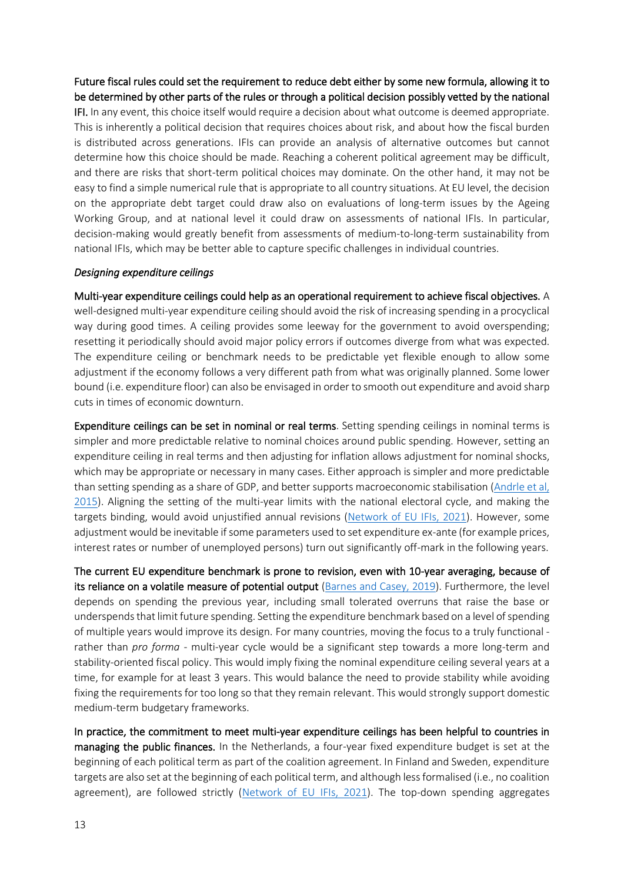**Future fiscal rules could set the requirement to reduce debt either by some new formula, allowing it to be determined by other parts of the rules or through a political decision possibly vetted by the national IFI.** In any event, this choice itself would require a decision about what outcome is deemed appropriate. This is inherently a political decision that requires choices about risk, and about how the fiscal burden is distributed across generations. IFIs can provide an analysis of alternative outcomes but cannot determine how this choice should be made. Reaching a coherent political agreement may be difficult, and there are risks that short-term political choices may dominate. On the other hand, it may not be easy to find a simple numerical rule that is appropriate to all country situations. At EU level, the decision on the appropriate debt target could draw also on evaluations of long-term issues by the Ageing Working Group, and at national level it could draw on assessments of national IFIs. In particular, decision-making would greatly benefit from assessments of medium-to-long-term sustainability from national IFIs, which may be better able to capture specific challenges in individual countries.

*Designing expenditure ceilings*

**Multi-year expenditure ceilings could help as an operational requirement to achieve fiscal objectives.** A well-designed multi-year expenditure ceiling should avoid the risk of increasing spending in a procyclical way during good times. A ceiling provides some leeway for the government to avoid overspending; resetting it periodically should avoid major policy errors if outcomes diverge from what was expected. The expenditure ceiling or benchmark needs to be predictable yet flexible enough to allow some adjustment if the economy follows a very different path from what was originally planned. Some lower bound (i.e. expenditure floor) can also be envisaged in order to smooth out expenditure and avoid sharp cuts in times of economic downturn.

**Expenditure ceilings can be set in nominal or real terms**. Setting spending ceilings in nominal terms is simpler and more predictable relative to nominal choices around public spending. However, setting an expenditure ceiling in real terms and then adjusting for inflation allows adjustment for nominal shocks, which may be appropriate or necessary in many cases. Either approach is simpler and more predictable than setting spending as a share of GDP, and better supports macroeconomic stabilisation (Andrle et al, 2015). Aligning the setting of the multi-year limits with the national electoral cycle, and making the targets binding, would avoid unjustified annual revisions (Network of EU IFIs, 2021). However, some adjustment would be inevitable if some parameters used to set expenditure ex-ante (for example prices, interest rates or number of unemployed persons) turn out significantly off-mark in the following years.

**The current EU expenditure benchmark is prone to revision, even with 10-year averaging, because of its reliance on a volatile measure of potential output** (Barnes and Casey, 2019). Furthermore, the level depends on spending the previous year, including small tolerated overruns that raise the base or underspends that limit future spending. Setting the expenditure benchmark based on a level of spending of multiple years would improve its design. For many countries, moving the focus to a truly functional - rather than *pro forma* - multi-year cycle would be a significant step towards a more long-term and stability-oriented fiscal policy. This would imply fixing the nominal expenditure ceiling several years at a time, for example for at least 3 years. This would balance the need to provide stability while avoiding fixing the requirements for too long so that they remain relevant. This would strongly support domestic medium-term budgetary frameworks.

**In practice, the commitment to meet multi-year expenditure ceilings has been helpful to countries in managing the public finances.** In the Netherlands, a four-year fixed expenditure budget is set at the beginning of each political term as part of the coalition agreement. In Finland and Sweden, expenditure targets are also set at the beginning of each political term, and although less formalised (i.e., no coalition agreement), are followed strictly (Network of EU IFIs, 2021). The top-down spending aggregates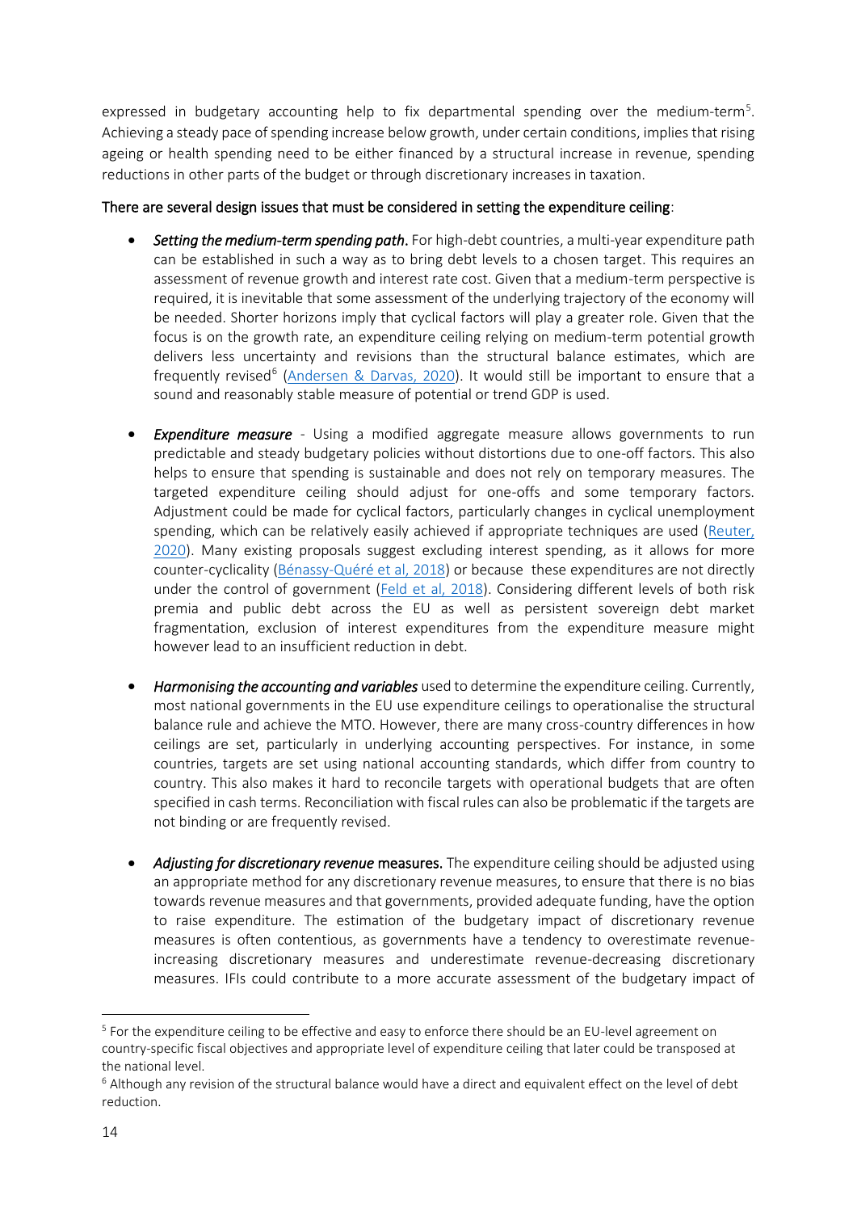expressed in budgetary accounting help to fix departmental spending over the medium-term[5]. Achieving a steady pace of spending increase below growth, under certain conditions, implies that rising ageing or health spending need to be either financed by a structural increase in revenue, spending reductions in other parts of the budget or through discretionary increases in taxation.

There are several design issues that must be considered in setting the expenditure ceiling:

- ***Setting the medium-term spending path.*** For high-debt countries, a multi-year expenditure path can be established in such a way as to bring debt levels to a chosen target. This requires an assessment of revenue growth and interest rate cost. Given that a medium-term perspective is required, it is inevitable that some assessment of the underlying trajectory of the economy will be needed. Shorter horizons imply that cyclical factors will play a greater role. Given that the focus is on the growth rate, an expenditure ceiling relying on medium-term potential growth delivers less uncertainty and revisions than the structural balance estimates, which are frequently revised[6] (Andersen & Darvas, 2020). It would still be important to ensure that a sound and reasonably stable measure of potential or trend GDP is used.

- ***Expenditure measure*** - Using a modified aggregate measure allows governments to run predictable and steady budgetary policies without distortions due to one-off factors. This also helps to ensure that spending is sustainable and does not rely on temporary measures. The targeted expenditure ceiling should adjust for one-offs and some temporary factors. Adjustment could be made for cyclical factors, particularly changes in cyclical unemployment spending, which can be relatively easily achieved if appropriate techniques are used (Reuter, 2020). Many existing proposals suggest excluding interest spending, as it allows for more counter-cyclicality (Bénassy-Quéré et al, 2018) or because these expenditures are not directly under the control of government (Feld et al, 2018). Considering different levels of both risk premia and public debt across the EU as well as persistent sovereign debt market fragmentation, exclusion of interest expenditures from the expenditure measure might however lead to an insufficient reduction in debt.

- ***Harmonising the accounting and variables*** used to determine the expenditure ceiling. Currently, most national governments in the EU use expenditure ceilings to operationalise the structural balance rule and achieve the MTO. However, there are many cross-country differences in how ceilings are set, particularly in underlying accounting perspectives. For instance, in some countries, targets are set using national accounting standards, which differ from country to country. This also makes it hard to reconcile targets with operational budgets that are often specified in cash terms. Reconciliation with fiscal rules can also be problematic if the targets are not binding or are frequently revised.

- ***Adjusting for discretionary revenue* measures.** The expenditure ceiling should be adjusted using an appropriate method for any discretionary revenue measures, to ensure that there is no bias towards revenue measures and that governments, provided adequate funding, have the option to raise expenditure. The estimation of the budgetary impact of discretionary revenue measures is often contentious, as governments have a tendency to overestimate revenue-increasing discretionary measures and underestimate revenue-decreasing discretionary measures. IFIs could contribute to a more accurate assessment of the budgetary impact of

---

[5] For the expenditure ceiling to be effective and easy to enforce there should be an EU-level agreement on country-specific fiscal objectives and appropriate level of expenditure ceiling that later could be transposed at the national level.

[6] Although any revision of the structural balance would have a direct and equivalent effect on the level of debt reduction.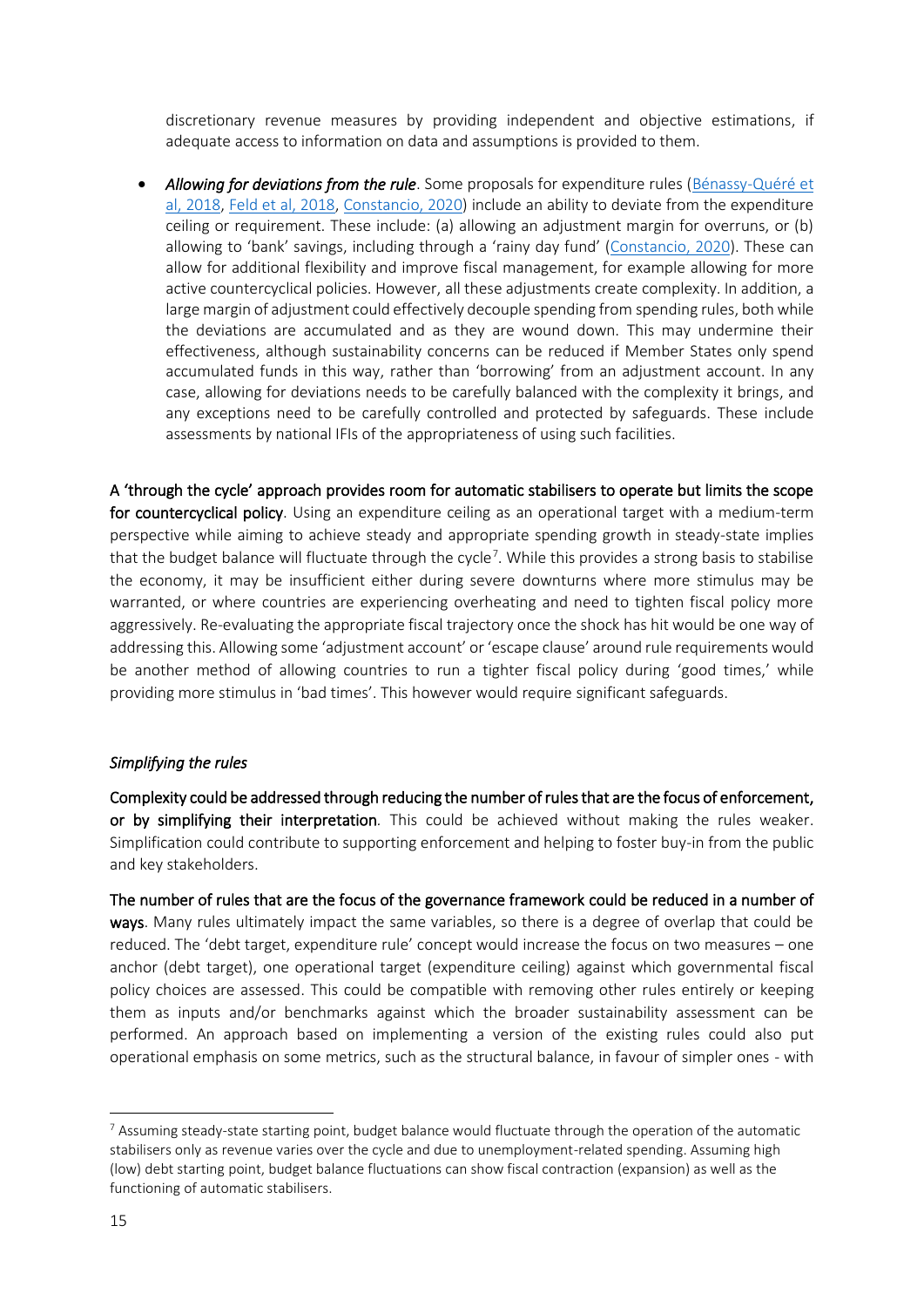discretionary revenue measures by providing independent and objective estimations, if adequate access to information on data and assumptions is provided to them.

- ***Allowing for deviations from the rule***. Some proposals for expenditure rules (Bénassy-Quéré et al, 2018, Feld et al, 2018, Constancio, 2020) include an ability to deviate from the expenditure ceiling or requirement. These include: (a) allowing an adjustment margin for overruns, or (b) allowing to 'bank' savings, including through a 'rainy day fund' (Constancio, 2020). These can allow for additional flexibility and improve fiscal management, for example allowing for more active countercyclical policies. However, all these adjustments create complexity. In addition, a large margin of adjustment could effectively decouple spending from spending rules, both while the deviations are accumulated and as they are wound down. This may undermine their effectiveness, although sustainability concerns can be reduced if Member States only spend accumulated funds in this way, rather than 'borrowing' from an adjustment account. In any case, allowing for deviations needs to be carefully balanced with the complexity it brings, and any exceptions need to be carefully controlled and protected by safeguards. These include assessments by national IFIs of the appropriateness of using such facilities.

**A 'through the cycle' approach provides room for automatic stabilisers to operate but limits the scope for countercyclical policy**. Using an expenditure ceiling as an operational target with a medium-term perspective while aiming to achieve steady and appropriate spending growth in steady-state implies that the budget balance will fluctuate through the cycle[7]. While this provides a strong basis to stabilise the economy, it may be insufficient either during severe downturns where more stimulus may be warranted, or where countries are experiencing overheating and need to tighten fiscal policy more aggressively. Re-evaluating the appropriate fiscal trajectory once the shock has hit would be one way of addressing this. Allowing some 'adjustment account' or 'escape clause' around rule requirements would be another method of allowing countries to run a tighter fiscal policy during 'good times,' while providing more stimulus in 'bad times'. This however would require significant safeguards.

*Simplifying the rules*

**Complexity could be addressed through reducing the number of rules that are the focus of enforcement, or by simplifying their interpretation**. This could be achieved without making the rules weaker. Simplification could contribute to supporting enforcement and helping to foster buy-in from the public and key stakeholders.

**The number of rules that are the focus of the governance framework could be reduced in a number of ways**. Many rules ultimately impact the same variables, so there is a degree of overlap that could be reduced. The 'debt target, expenditure rule' concept would increase the focus on two measures – one anchor (debt target), one operational target (expenditure ceiling) against which governmental fiscal policy choices are assessed. This could be compatible with removing other rules entirely or keeping them as inputs and/or benchmarks against which the broader sustainability assessment can be performed. An approach based on implementing a version of the existing rules could also put operational emphasis on some metrics, such as the structural balance, in favour of simpler ones - with

---

[7] Assuming steady-state starting point, budget balance would fluctuate through the operation of the automatic stabilisers only as revenue varies over the cycle and due to unemployment-related spending. Assuming high (low) debt starting point, budget balance fluctuations can show fiscal contraction (expansion) as well as the functioning of automatic stabilisers.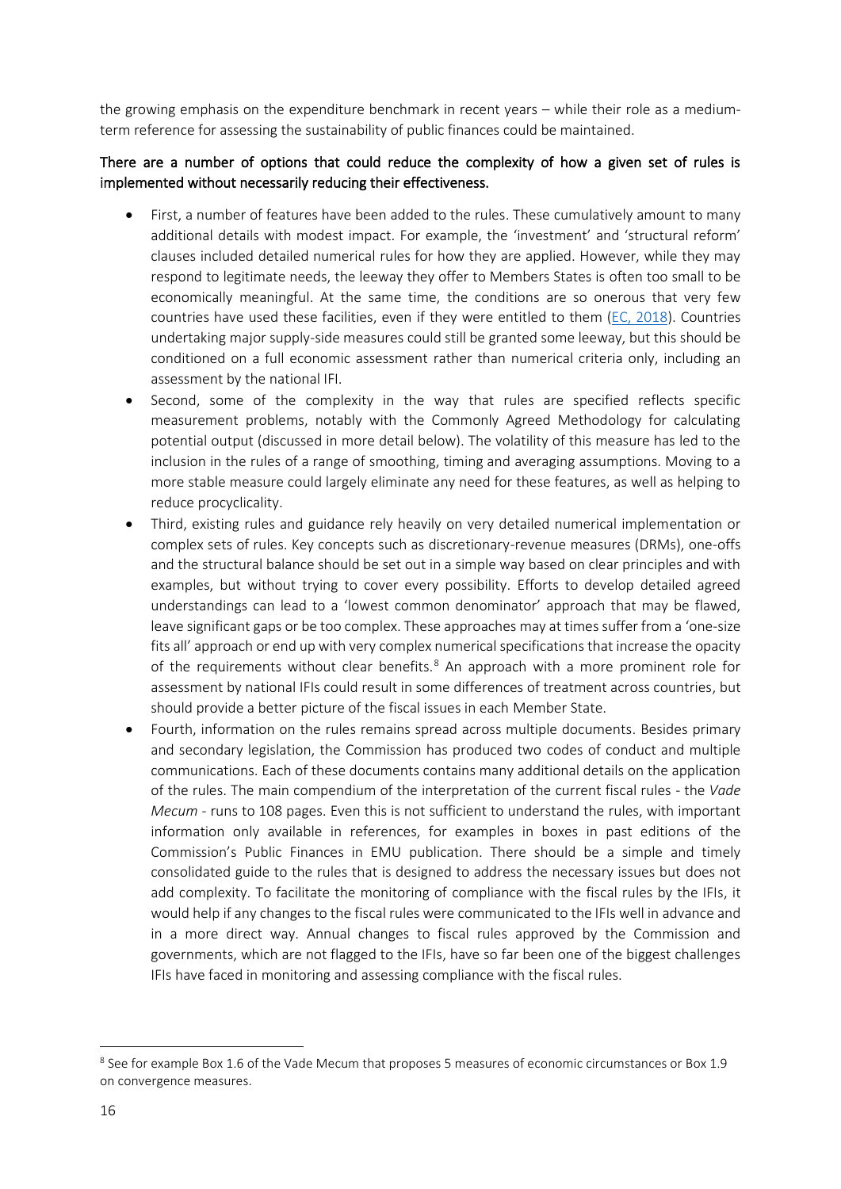the growing emphasis on the expenditure benchmark in recent years – while their role as a medium-term reference for assessing the sustainability of public finances could be maintained.

**There are a number of options that could reduce the complexity of how a given set of rules is implemented without necessarily reducing their effectiveness.**

- First, a number of features have been added to the rules. These cumulatively amount to many additional details with modest impact. For example, the 'investment' and 'structural reform' clauses included detailed numerical rules for how they are applied. However, while they may respond to legitimate needs, the leeway they offer to Members States is often too small to be economically meaningful. At the same time, the conditions are so onerous that very few countries have used these facilities, even if they were entitled to them (EC, 2018). Countries undertaking major supply-side measures could still be granted some leeway, but this should be conditioned on a full economic assessment rather than numerical criteria only, including an assessment by the national IFI.
- Second, some of the complexity in the way that rules are specified reflects specific measurement problems, notably with the Commonly Agreed Methodology for calculating potential output (discussed in more detail below). The volatility of this measure has led to the inclusion in the rules of a range of smoothing, timing and averaging assumptions. Moving to a more stable measure could largely eliminate any need for these features, as well as helping to reduce procyclicality.
- Third, existing rules and guidance rely heavily on very detailed numerical implementation or complex sets of rules. Key concepts such as discretionary-revenue measures (DRMs), one-offs and the structural balance should be set out in a simple way based on clear principles and with examples, but without trying to cover every possibility. Efforts to develop detailed agreed understandings can lead to a 'lowest common denominator' approach that may be flawed, leave significant gaps or be too complex. These approaches may at times suffer from a 'one-size fits all' approach or end up with very complex numerical specifications that increase the opacity of the requirements without clear benefits.[8] An approach with a more prominent role for assessment by national IFIs could result in some differences of treatment across countries, but should provide a better picture of the fiscal issues in each Member State.
- Fourth, information on the rules remains spread across multiple documents. Besides primary and secondary legislation, the Commission has produced two codes of conduct and multiple communications. Each of these documents contains many additional details on the application of the rules. The main compendium of the interpretation of the current fiscal rules - the *Vade Mecum* - runs to 108 pages. Even this is not sufficient to understand the rules, with important information only available in references, for examples in boxes in past editions of the Commission's Public Finances in EMU publication. There should be a simple and timely consolidated guide to the rules that is designed to address the necessary issues but does not add complexity. To facilitate the monitoring of compliance with the fiscal rules by the IFIs, it would help if any changes to the fiscal rules were communicated to the IFIs well in advance and in a more direct way. Annual changes to fiscal rules approved by the Commission and governments, which are not flagged to the IFIs, have so far been one of the biggest challenges IFIs have faced in monitoring and assessing compliance with the fiscal rules.

[8] See for example Box 1.6 of the Vade Mecum that proposes 5 measures of economic circumstances or Box 1.9 on convergence measures.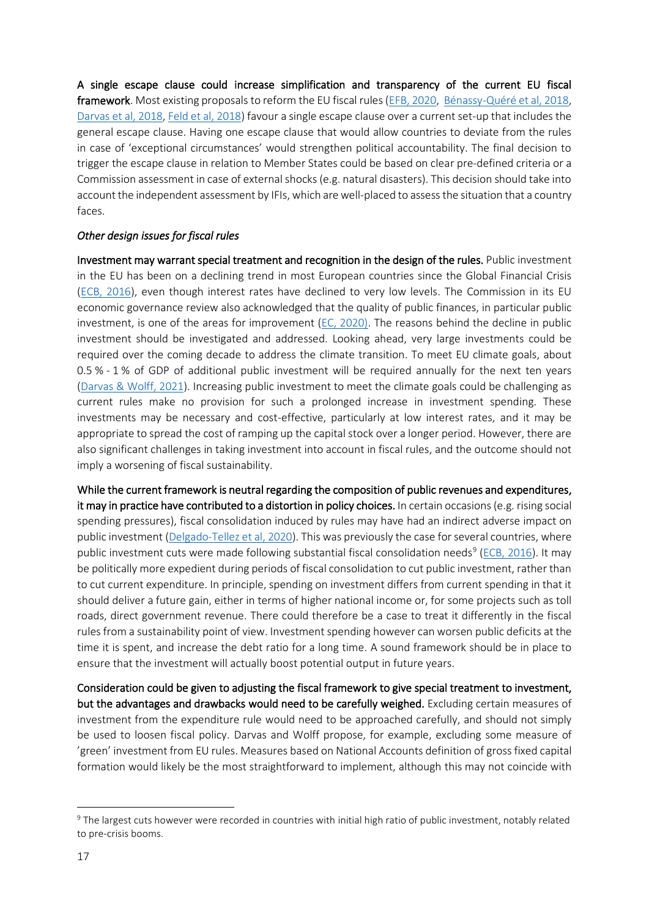**A single escape clause could increase simplification and transparency of the current EU fiscal framework**. Most existing proposals to reform the EU fiscal rules (EFB, 2020, Bénassy-Quéré et al, 2018, Darvas et al, 2018, Feld et al, 2018) favour a single escape clause over a current set-up that includes the general escape clause. Having one escape clause that would allow countries to deviate from the rules in case of 'exceptional circumstances' would strengthen political accountability. The final decision to trigger the escape clause in relation to Member States could be based on clear pre-defined criteria or a Commission assessment in case of external shocks (e.g. natural disasters). This decision should take into account the independent assessment by IFIs, which are well-placed to assess the situation that a country faces.

*Other design issues for fiscal rules*

**Investment may warrant special treatment and recognition in the design of the rules.** Public investment in the EU has been on a declining trend in most European countries since the Global Financial Crisis (ECB, 2016), even though interest rates have declined to very low levels. The Commission in its EU economic governance review also acknowledged that the quality of public finances, in particular public investment, is one of the areas for improvement (EC, 2020). The reasons behind the decline in public investment should be investigated and addressed. Looking ahead, very large investments could be required over the coming decade to address the climate transition. To meet EU climate goals, about 0.5 % - 1 % of GDP of additional public investment will be required annually for the next ten years (Darvas & Wolff, 2021). Increasing public investment to meet the climate goals could be challenging as current rules make no provision for such a prolonged increase in investment spending. These investments may be necessary and cost-effective, particularly at low interest rates, and it may be appropriate to spread the cost of ramping up the capital stock over a longer period. However, there are also significant challenges in taking investment into account in fiscal rules, and the outcome should not imply a worsening of fiscal sustainability.

**While the current framework is neutral regarding the composition of public revenues and expenditures, it may in practice have contributed to a distortion in policy choices.** In certain occasions (e.g. rising social spending pressures), fiscal consolidation induced by rules may have had an indirect adverse impact on public investment (Delgado-Tellez et al, 2020). This was previously the case for several countries, where public investment cuts were made following substantial fiscal consolidation needs[9] (ECB, 2016). It may be politically more expedient during periods of fiscal consolidation to cut public investment, rather than to cut current expenditure. In principle, spending on investment differs from current spending in that it should deliver a future gain, either in terms of higher national income or, for some projects such as toll roads, direct government revenue. There could therefore be a case to treat it differently in the fiscal rules from a sustainability point of view. Investment spending however can worsen public deficits at the time it is spent, and increase the debt ratio for a long time. A sound framework should be in place to ensure that the investment will actually boost potential output in future years.

**Consideration could be given to adjusting the fiscal framework to give special treatment to investment, but the advantages and drawbacks would need to be carefully weighed.** Excluding certain measures of investment from the expenditure rule would need to be approached carefully, and should not simply be used to loosen fiscal policy. Darvas and Wolff propose, for example, excluding some measure of 'green' investment from EU rules. Measures based on National Accounts definition of gross fixed capital formation would likely be the most straightforward to implement, although this may not coincide with

[9] The largest cuts however were recorded in countries with initial high ratio of public investment, notably related to pre-crisis booms.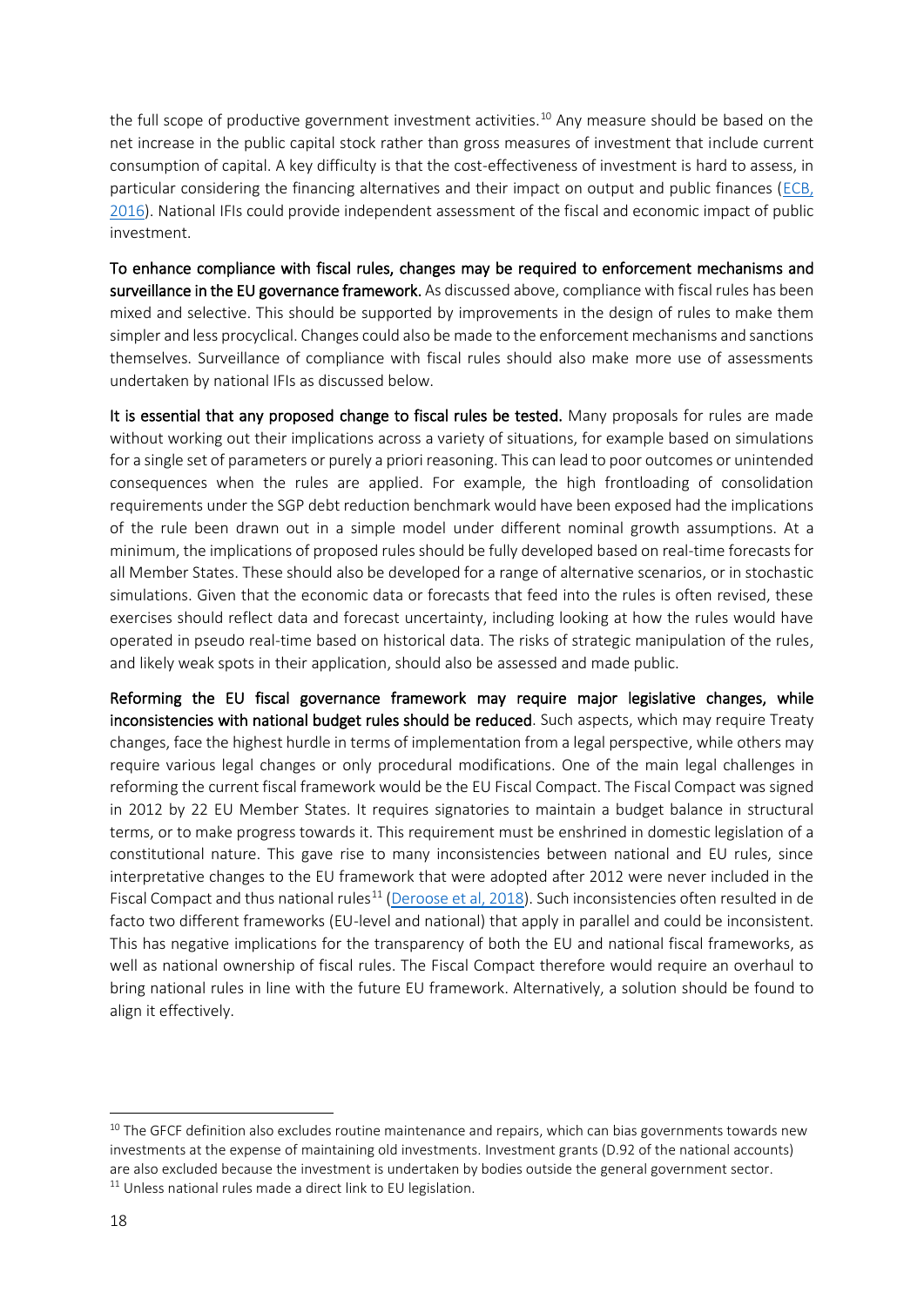the full scope of productive government investment activities.[10] Any measure should be based on the net increase in the public capital stock rather than gross measures of investment that include current consumption of capital. A key difficulty is that the cost-effectiveness of investment is hard to assess, in particular considering the financing alternatives and their impact on output and public finances (ECB, 2016). National IFIs could provide independent assessment of the fiscal and economic impact of public investment.

**To enhance compliance with fiscal rules, changes may be required to enforcement mechanisms and surveillance in the EU governance framework.** As discussed above, compliance with fiscal rules has been mixed and selective. This should be supported by improvements in the design of rules to make them simpler and less procyclical. Changes could also be made to the enforcement mechanisms and sanctions themselves. Surveillance of compliance with fiscal rules should also make more use of assessments undertaken by national IFIs as discussed below.

**It is essential that any proposed change to fiscal rules be tested.** Many proposals for rules are made without working out their implications across a variety of situations, for example based on simulations for a single set of parameters or purely a priori reasoning. This can lead to poor outcomes or unintended consequences when the rules are applied. For example, the high frontloading of consolidation requirements under the SGP debt reduction benchmark would have been exposed had the implications of the rule been drawn out in a simple model under different nominal growth assumptions. At a minimum, the implications of proposed rules should be fully developed based on real-time forecasts for all Member States. These should also be developed for a range of alternative scenarios, or in stochastic simulations. Given that the economic data or forecasts that feed into the rules is often revised, these exercises should reflect data and forecast uncertainty, including looking at how the rules would have operated in pseudo real-time based on historical data. The risks of strategic manipulation of the rules, and likely weak spots in their application, should also be assessed and made public.

**Reforming the EU fiscal governance framework may require major legislative changes, while inconsistencies with national budget rules should be reduced**. Such aspects, which may require Treaty changes, face the highest hurdle in terms of implementation from a legal perspective, while others may require various legal changes or only procedural modifications. One of the main legal challenges in reforming the current fiscal framework would be the EU Fiscal Compact. The Fiscal Compact was signed in 2012 by 22 EU Member States. It requires signatories to maintain a budget balance in structural terms, or to make progress towards it. This requirement must be enshrined in domestic legislation of a constitutional nature. This gave rise to many inconsistencies between national and EU rules, since interpretative changes to the EU framework that were adopted after 2012 were never included in the Fiscal Compact and thus national rules[11] (Deroose et al, 2018). Such inconsistencies often resulted in de facto two different frameworks (EU-level and national) that apply in parallel and could be inconsistent. This has negative implications for the transparency of both the EU and national fiscal frameworks, as well as national ownership of fiscal rules. The Fiscal Compact therefore would require an overhaul to bring national rules in line with the future EU framework. Alternatively, a solution should be found to align it effectively.

---

[10] The GFCF definition also excludes routine maintenance and repairs, which can bias governments towards new investments at the expense of maintaining old investments. Investment grants (D.92 of the national accounts) are also excluded because the investment is undertaken by bodies outside the general government sector.

[11] Unless national rules made a direct link to EU legislation.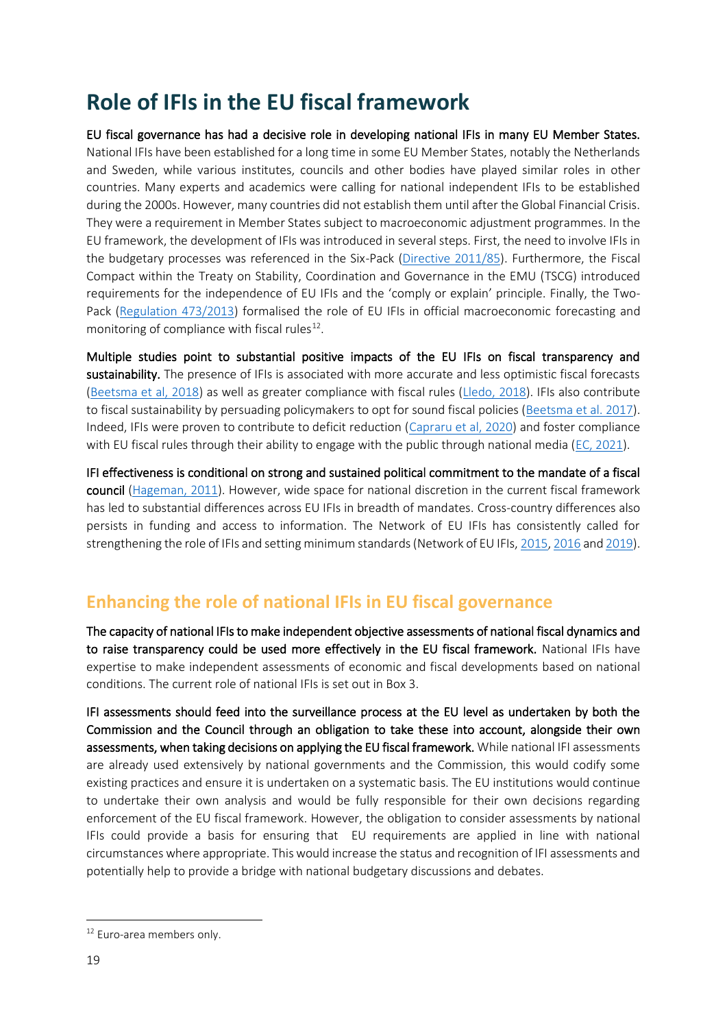# Role of IFIs in the EU fiscal framework

**EU fiscal governance has had a decisive role in developing national IFIs in many EU Member States.** National IFIs have been established for a long time in some EU Member States, notably the Netherlands and Sweden, while various institutes, councils and other bodies have played similar roles in other countries. Many experts and academics were calling for national independent IFIs to be established during the 2000s. However, many countries did not establish them until after the Global Financial Crisis. They were a requirement in Member States subject to macroeconomic adjustment programmes. In the EU framework, the development of IFIs was introduced in several steps. First, the need to involve IFIs in the budgetary processes was referenced in the Six-Pack (Directive 2011/85). Furthermore, the Fiscal Compact within the Treaty on Stability, Coordination and Governance in the EMU (TSCG) introduced requirements for the independence of EU IFIs and the 'comply or explain' principle. Finally, the Two-Pack (Regulation 473/2013) formalised the role of EU IFIs in official macroeconomic forecasting and monitoring of compliance with fiscal rules[12].

**Multiple studies point to substantial positive impacts of the EU IFIs on fiscal transparency and sustainability.** The presence of IFIs is associated with more accurate and less optimistic fiscal forecasts (Beetsma et al, 2018) as well as greater compliance with fiscal rules (Lledo, 2018). IFIs also contribute to fiscal sustainability by persuading policymakers to opt for sound fiscal policies (Beetsma et al. 2017). Indeed, IFIs were proven to contribute to deficit reduction (Capraru et al, 2020) and foster compliance with EU fiscal rules through their ability to engage with the public through national media (EC, 2021).

**IFI effectiveness is conditional on strong and sustained political commitment to the mandate of a fiscal council** (Hageman, 2011). However, wide space for national discretion in the current fiscal framework has led to substantial differences across EU IFIs in breadth of mandates. Cross-country differences also persists in funding and access to information. The Network of EU IFIs has consistently called for strengthening the role of IFIs and setting minimum standards (Network of EU IFIs, 2015, 2016 and 2019).

## Enhancing the role of national IFIs in EU fiscal governance

**The capacity of national IFIs to make independent objective assessments of national fiscal dynamics and to raise transparency could be used more effectively in the EU fiscal framework.** National IFIs have expertise to make independent assessments of economic and fiscal developments based on national conditions. The current role of national IFIs is set out in Box 3.

**IFI assessments should feed into the surveillance process at the EU level as undertaken by both the Commission and the Council through an obligation to take these into account, alongside their own assessments, when taking decisions on applying the EU fiscal framework.** While national IFI assessments are already used extensively by national governments and the Commission, this would codify some existing practices and ensure it is undertaken on a systematic basis. The EU institutions would continue to undertake their own analysis and would be fully responsible for their own decisions regarding enforcement of the EU fiscal framework. However, the obligation to consider assessments by national IFIs could provide a basis for ensuring that EU requirements are applied in line with national circumstances where appropriate. This would increase the status and recognition of IFI assessments and potentially help to provide a bridge with national budgetary discussions and debates.

[12] Euro-area members only.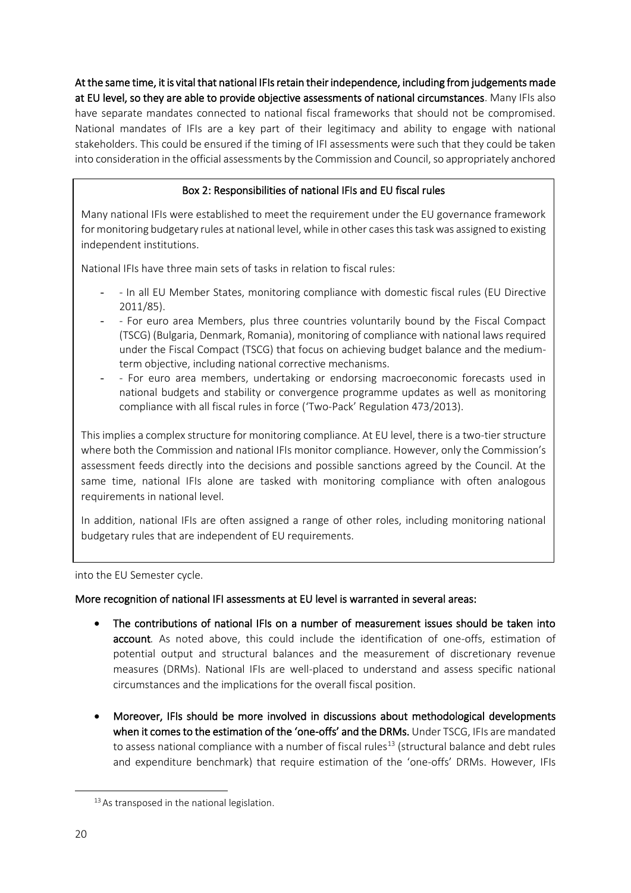**At the same time, it is vital that national IFIs retain their independence, including from judgements made at EU level, so they are able to provide objective assessments of national circumstances**. Many IFIs also have separate mandates connected to national fiscal frameworks that should not be compromised. National mandates of IFIs are a key part of their legitimacy and ability to engage with national stakeholders. This could be ensured if the timing of IFI assessments were such that they could be taken into consideration in the official assessments by the Commission and Council, so appropriately anchored into the EU Semester cycle.

> **Box 2: Responsibilities of national IFIs and EU fiscal rules**
>
> Many national IFIs were established to meet the requirement under the EU governance framework for monitoring budgetary rules at national level, while in other cases this task was assigned to existing independent institutions.
>
> National IFIs have three main sets of tasks in relation to fiscal rules:
>
> - - In all EU Member States, monitoring compliance with domestic fiscal rules (EU Directive 2011/85).
> - - For euro area Members, plus three countries voluntarily bound by the Fiscal Compact (TSCG) (Bulgaria, Denmark, Romania), monitoring of compliance with national laws required under the Fiscal Compact (TSCG) that focus on achieving budget balance and the medium-term objective, including national corrective mechanisms.
> - - For euro area members, undertaking or endorsing macroeconomic forecasts used in national budgets and stability or convergence programme updates as well as monitoring compliance with all fiscal rules in force ('Two-Pack' Regulation 473/2013).
>
> This implies a complex structure for monitoring compliance. At EU level, there is a two-tier structure where both the Commission and national IFIs monitor compliance. However, only the Commission's assessment feeds directly into the decisions and possible sanctions agreed by the Council. At the same time, national IFIs alone are tasked with monitoring compliance with often analogous requirements in national level.
>
> In addition, national IFIs are often assigned a range of other roles, including monitoring national budgetary rules that are independent of EU requirements.

**More recognition of national IFI assessments at EU level is warranted in several areas:**

- **The contributions of national IFIs on a number of measurement issues should be taken into account**. As noted above, this could include the identification of one-offs, estimation of potential output and structural balances and the measurement of discretionary revenue measures (DRMs). National IFIs are well-placed to understand and assess specific national circumstances and the implications for the overall fiscal position.
- **Moreover, IFIs should be more involved in discussions about methodological developments when it comes to the estimation of the 'one-offs' and the DRMs.** Under TSCG, IFIs are mandated to assess national compliance with a number of fiscal rules[13] (structural balance and debt rules and expenditure benchmark) that require estimation of the 'one-offs' DRMs. However, IFIs

[13] As transposed in the national legislation.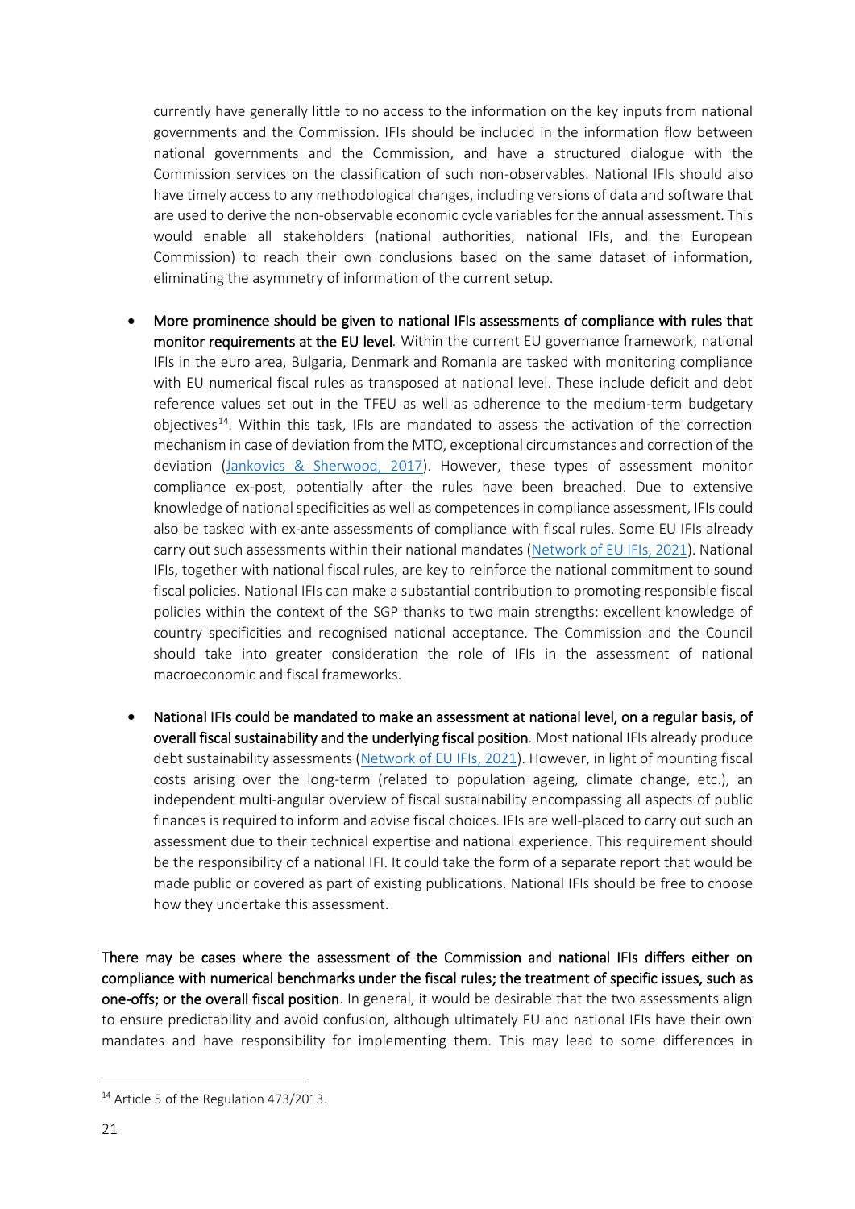currently have generally little to no access to the information on the key inputs from national governments and the Commission. IFIs should be included in the information flow between national governments and the Commission, and have a structured dialogue with the Commission services on the classification of such non-observables. National IFIs should also have timely access to any methodological changes, including versions of data and software that are used to derive the non-observable economic cycle variables for the annual assessment. This would enable all stakeholders (national authorities, national IFIs, and the European Commission) to reach their own conclusions based on the same dataset of information, eliminating the asymmetry of information of the current setup.

- **More prominence should be given to national IFIs assessments of compliance with rules that monitor requirements at the EU level**. Within the current EU governance framework, national IFIs in the euro area, Bulgaria, Denmark and Romania are tasked with monitoring compliance with EU numerical fiscal rules as transposed at national level. These include deficit and debt reference values set out in the TFEU as well as adherence to the medium-term budgetary objectives[14]. Within this task, IFIs are mandated to assess the activation of the correction mechanism in case of deviation from the MTO, exceptional circumstances and correction of the deviation (Jankovics & Sherwood, 2017). However, these types of assessment monitor compliance ex-post, potentially after the rules have been breached. Due to extensive knowledge of national specificities as well as competences in compliance assessment, IFIs could also be tasked with ex-ante assessments of compliance with fiscal rules. Some EU IFIs already carry out such assessments within their national mandates (Network of EU IFIs, 2021). National IFIs, together with national fiscal rules, are key to reinforce the national commitment to sound fiscal policies. National IFIs can make a substantial contribution to promoting responsible fiscal policies within the context of the SGP thanks to two main strengths: excellent knowledge of country specificities and recognised national acceptance. The Commission and the Council should take into greater consideration the role of IFIs in the assessment of national macroeconomic and fiscal frameworks.

- **National IFIs could be mandated to make an assessment at national level, on a regular basis, of overall fiscal sustainability and the underlying fiscal position**. Most national IFIs already produce debt sustainability assessments (Network of EU IFIs, 2021). However, in light of mounting fiscal costs arising over the long-term (related to population ageing, climate change, etc.), an independent multi-angular overview of fiscal sustainability encompassing all aspects of public finances is required to inform and advise fiscal choices. IFIs are well-placed to carry out such an assessment due to their technical expertise and national experience. This requirement should be the responsibility of a national IFI. It could take the form of a separate report that would be made public or covered as part of existing publications. National IFIs should be free to choose how they undertake this assessment.

**There may be cases where the assessment of the Commission and national IFIs differs either on compliance with numerical benchmarks under the fiscal rules; the treatment of specific issues, such as one-offs; or the overall fiscal position**. In general, it would be desirable that the two assessments align to ensure predictability and avoid confusion, although ultimately EU and national IFIs have their own mandates and have responsibility for implementing them. This may lead to some differences in

[14] Article 5 of the Regulation 473/2013.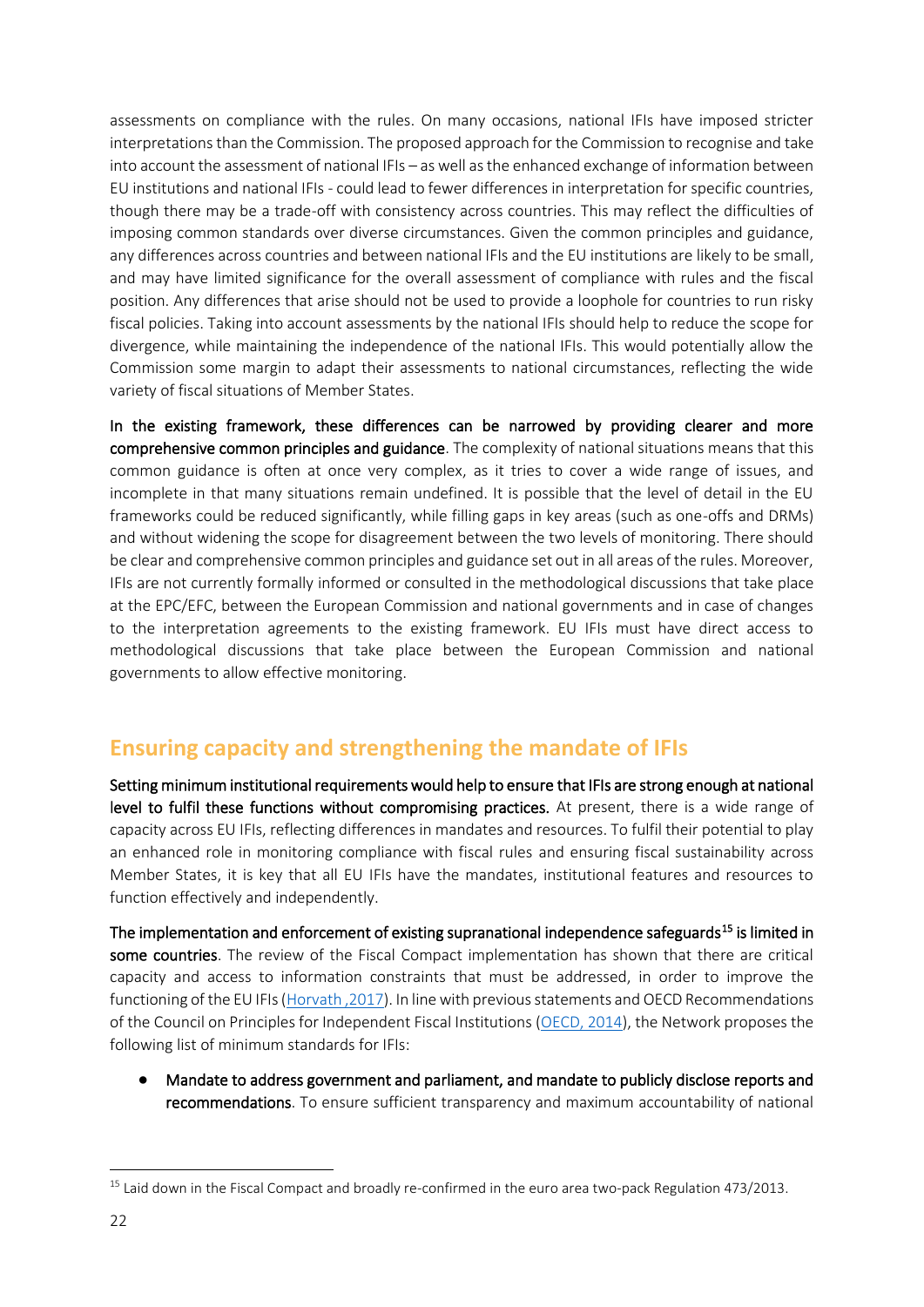assessments on compliance with the rules. On many occasions, national IFIs have imposed stricter interpretations than the Commission. The proposed approach for the Commission to recognise and take into account the assessment of national IFIs – as well as the enhanced exchange of information between EU institutions and national IFIs - could lead to fewer differences in interpretation for specific countries, though there may be a trade-off with consistency across countries. This may reflect the difficulties of imposing common standards over diverse circumstances. Given the common principles and guidance, any differences across countries and between national IFIs and the EU institutions are likely to be small, and may have limited significance for the overall assessment of compliance with rules and the fiscal position. Any differences that arise should not be used to provide a loophole for countries to run risky fiscal policies. Taking into account assessments by the national IFIs should help to reduce the scope for divergence, while maintaining the independence of the national IFIs. This would potentially allow the Commission some margin to adapt their assessments to national circumstances, reflecting the wide variety of fiscal situations of Member States.

**In the existing framework, these differences can be narrowed by providing clearer and more comprehensive common principles and guidance**. The complexity of national situations means that this common guidance is often at once very complex, as it tries to cover a wide range of issues, and incomplete in that many situations remain undefined. It is possible that the level of detail in the EU frameworks could be reduced significantly, while filling gaps in key areas (such as one-offs and DRMs) and without widening the scope for disagreement between the two levels of monitoring. There should be clear and comprehensive common principles and guidance set out in all areas of the rules. Moreover, IFIs are not currently formally informed or consulted in the methodological discussions that take place at the EPC/EFC, between the European Commission and national governments and in case of changes to the interpretation agreements to the existing framework. EU IFIs must have direct access to methodological discussions that take place between the European Commission and national governments to allow effective monitoring.

## Ensuring capacity and strengthening the mandate of IFIs

**Setting minimum institutional requirements would help to ensure that IFIs are strong enough at national level to fulfil these functions without compromising practices.** At present, there is a wide range of capacity across EU IFIs, reflecting differences in mandates and resources. To fulfil their potential to play an enhanced role in monitoring compliance with fiscal rules and ensuring fiscal sustainability across Member States, it is key that all EU IFIs have the mandates, institutional features and resources to function effectively and independently.

**The implementation and enforcement of existing supranational independence safeguards[15] is limited in some countries**. The review of the Fiscal Compact implementation has shown that there are critical capacity and access to information constraints that must be addressed, in order to improve the functioning of the EU IFIs (Horvath ,2017). In line with previous statements and OECD Recommendations of the Council on Principles for Independent Fiscal Institutions (OECD, 2014), the Network proposes the following list of minimum standards for IFIs:

- **Mandate to address government and parliament, and mandate to publicly disclose reports and recommendations**. To ensure sufficient transparency and maximum accountability of national

[15] Laid down in the Fiscal Compact and broadly re-confirmed in the euro area two-pack Regulation 473/2013.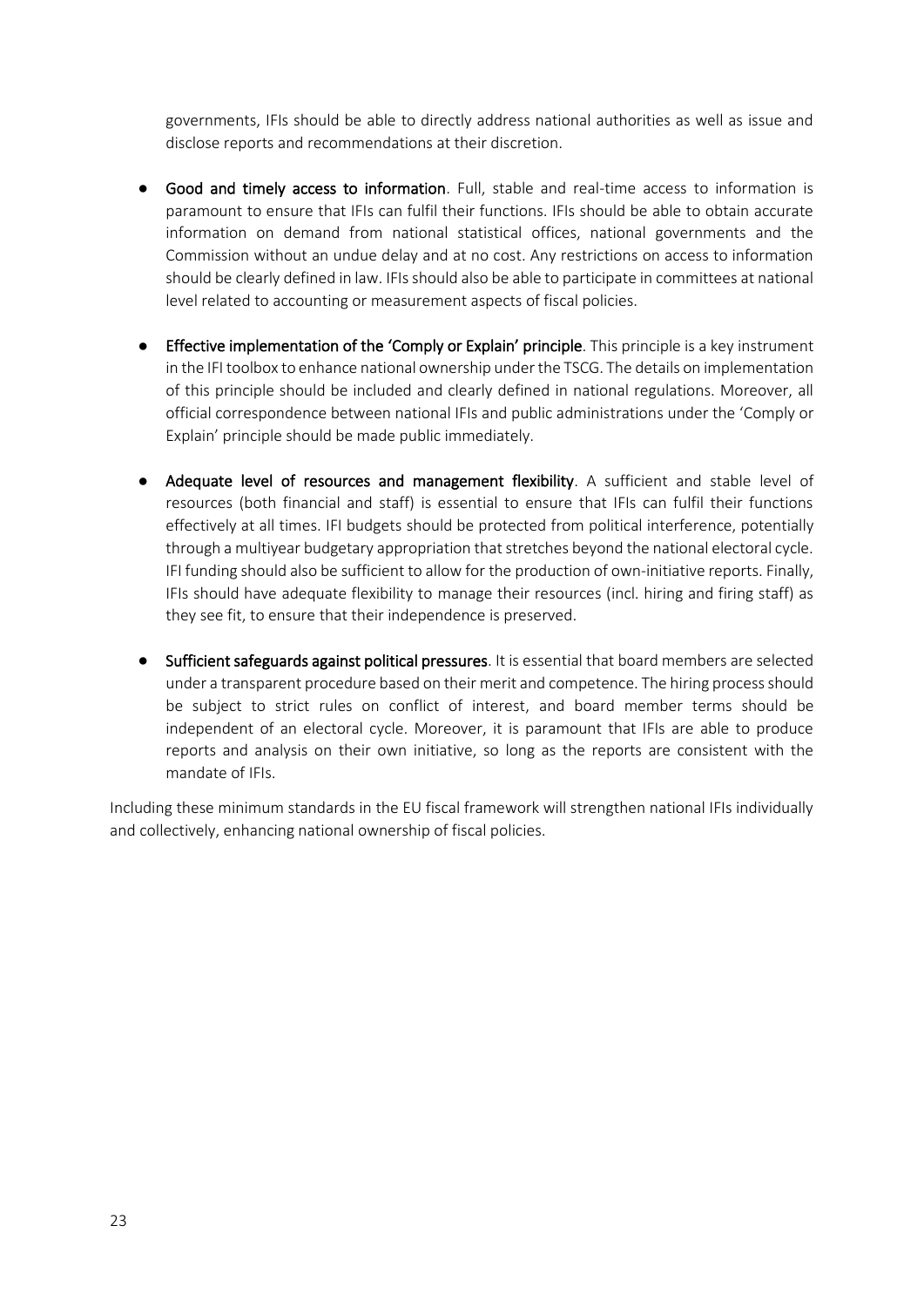governments, IFIs should be able to directly address national authorities as well as issue and disclose reports and recommendations at their discretion.

- **Good and timely access to information**. Full, stable and real-time access to information is paramount to ensure that IFIs can fulfil their functions. IFIs should be able to obtain accurate information on demand from national statistical offices, national governments and the Commission without an undue delay and at no cost. Any restrictions on access to information should be clearly defined in law. IFIs should also be able to participate in committees at national level related to accounting or measurement aspects of fiscal policies.

- **Effective implementation of the 'Comply or Explain' principle**. This principle is a key instrument in the IFI toolbox to enhance national ownership under the TSCG. The details on implementation of this principle should be included and clearly defined in national regulations. Moreover, all official correspondence between national IFIs and public administrations under the 'Comply or Explain' principle should be made public immediately.

- **Adequate level of resources and management flexibility**. A sufficient and stable level of resources (both financial and staff) is essential to ensure that IFIs can fulfil their functions effectively at all times. IFI budgets should be protected from political interference, potentially through a multiyear budgetary appropriation that stretches beyond the national electoral cycle. IFI funding should also be sufficient to allow for the production of own-initiative reports. Finally, IFIs should have adequate flexibility to manage their resources (incl. hiring and firing staff) as they see fit, to ensure that their independence is preserved.

- **Sufficient safeguards against political pressures**. It is essential that board members are selected under a transparent procedure based on their merit and competence. The hiring process should be subject to strict rules on conflict of interest, and board member terms should be independent of an electoral cycle. Moreover, it is paramount that IFIs are able to produce reports and analysis on their own initiative, so long as the reports are consistent with the mandate of IFIs.

Including these minimum standards in the EU fiscal framework will strengthen national IFIs individually and collectively, enhancing national ownership of fiscal policies.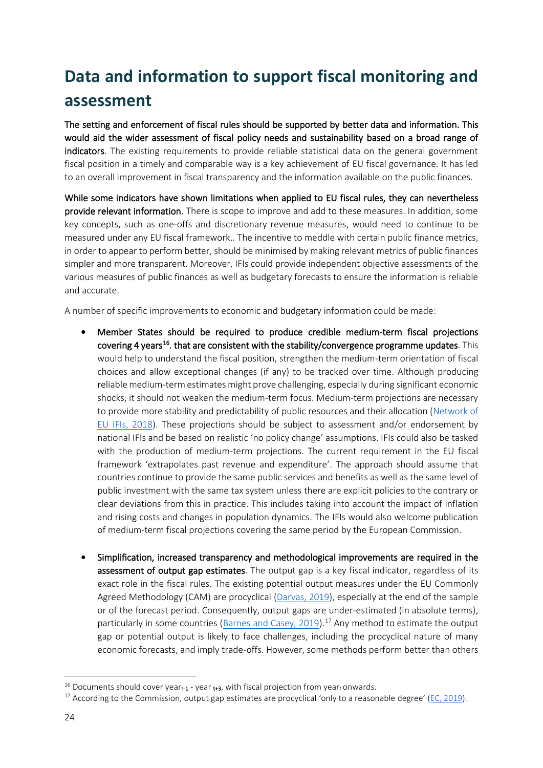# Data and information to support fiscal monitoring and assessment

**The setting and enforcement of fiscal rules should be supported by better data and information. This would aid the wider assessment of fiscal policy needs and sustainability based on a broad range of indicators**. The existing requirements to provide reliable statistical data on the general government fiscal position in a timely and comparable way is a key achievement of EU fiscal governance. It has led to an overall improvement in fiscal transparency and the information available on the public finances.

**While some indicators have shown limitations when applied to EU fiscal rules, they can nevertheless provide relevant information**. There is scope to improve and add to these measures. In addition, some key concepts, such as one-offs and discretionary revenue measures, would need to continue to be measured under any EU fiscal framework.. The incentive to meddle with certain public finance metrics, in order to appear to perform better, should be minimised by making relevant metrics of public finances simpler and more transparent. Moreover, IFIs could provide independent objective assessments of the various measures of public finances as well as budgetary forecasts to ensure the information is reliable and accurate.

A number of specific improvements to economic and budgetary information could be made:

- **Member States should be required to produce credible medium-term fiscal projections covering 4 years[16], that are consistent with the stability/convergence programme updates**. This would help to understand the fiscal position, strengthen the medium-term orientation of fiscal choices and allow exceptional changes (if any) to be tracked over time. Although producing reliable medium-term estimates might prove challenging, especially during significant economic shocks, it should not weaken the medium-term focus. Medium-term projections are necessary to provide more stability and predictability of public resources and their allocation (Network of EU IFIs, 2018). These projections should be subject to assessment and/or endorsement by national IFIs and be based on realistic 'no policy change' assumptions. IFIs could also be tasked with the production of medium-term projections. The current requirement in the EU fiscal framework 'extrapolates past revenue and expenditure'. The approach should assume that countries continue to provide the same public services and benefits as well as the same level of public investment with the same tax system unless there are explicit policies to the contrary or clear deviations from this in practice. This includes taking into account the impact of inflation and rising costs and changes in population dynamics. The IFIs would also welcome publication of medium-term fiscal projections covering the same period by the European Commission.

- **Simplification, increased transparency and methodological improvements are required in the assessment of output gap estimates**. The output gap is a key fiscal indicator, regardless of its exact role in the fiscal rules. The existing potential output measures under the EU Commonly Agreed Methodology (CAM) are procyclical (Darvas, 2019), especially at the end of the sample or of the forecast period. Consequently, output gaps are under-estimated (in absolute terms), particularly in some countries (Barnes and Casey, 2019).[17] Any method to estimate the output gap or potential output is likely to face challenges, including the procyclical nature of many economic forecasts, and imply trade-offs. However, some methods perform better than others

[16] Documents should cover year$_{t-1}$ - year $_{t+3}$, with fiscal projection from year$_t$ onwards.

[17] According to the Commission, output gap estimates are procyclical 'only to a reasonable degree' (EC, 2019).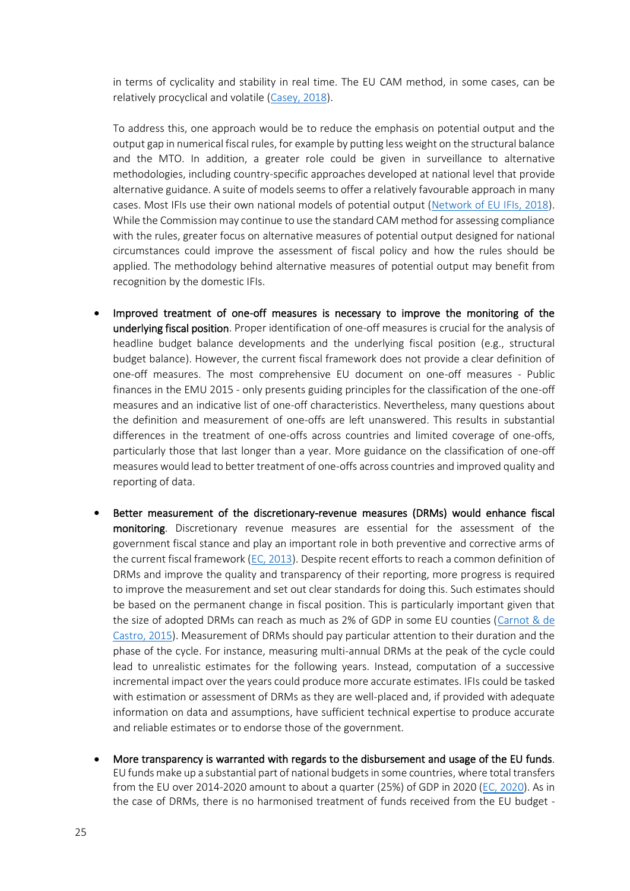in terms of cyclicality and stability in real time. The EU CAM method, in some cases, can be relatively procyclical and volatile (Casey, 2018).

To address this, one approach would be to reduce the emphasis on potential output and the output gap in numerical fiscal rules, for example by putting less weight on the structural balance and the MTO. In addition, a greater role could be given in surveillance to alternative methodologies, including country-specific approaches developed at national level that provide alternative guidance. A suite of models seems to offer a relatively favourable approach in many cases. Most IFIs use their own national models of potential output (Network of EU IFIs, 2018). While the Commission may continue to use the standard CAM method for assessing compliance with the rules, greater focus on alternative measures of potential output designed for national circumstances could improve the assessment of fiscal policy and how the rules should be applied. The methodology behind alternative measures of potential output may benefit from recognition by the domestic IFIs.

- **Improved treatment of one-off measures is necessary to improve the monitoring of the underlying fiscal position**. Proper identification of one-off measures is crucial for the analysis of headline budget balance developments and the underlying fiscal position (e.g., structural budget balance). However, the current fiscal framework does not provide a clear definition of one-off measures. The most comprehensive EU document on one-off measures - Public finances in the EMU 2015 - only presents guiding principles for the classification of the one-off measures and an indicative list of one-off characteristics. Nevertheless, many questions about the definition and measurement of one-offs are left unanswered. This results in substantial differences in the treatment of one-offs across countries and limited coverage of one-offs, particularly those that last longer than a year. More guidance on the classification of one-off measures would lead to better treatment of one-offs across countries and improved quality and reporting of data.

- **Better measurement of the discretionary-revenue measures (DRMs) would enhance fiscal monitoring**. Discretionary revenue measures are essential for the assessment of the government fiscal stance and play an important role in both preventive and corrective arms of the current fiscal framework (EC, 2013). Despite recent efforts to reach a common definition of DRMs and improve the quality and transparency of their reporting, more progress is required to improve the measurement and set out clear standards for doing this. Such estimates should be based on the permanent change in fiscal position. This is particularly important given that the size of adopted DRMs can reach as much as 2% of GDP in some EU counties (Carnot & de Castro, 2015). Measurement of DRMs should pay particular attention to their duration and the phase of the cycle. For instance, measuring multi-annual DRMs at the peak of the cycle could lead to unrealistic estimates for the following years. Instead, computation of a successive incremental impact over the years could produce more accurate estimates. IFIs could be tasked with estimation or assessment of DRMs as they are well-placed and, if provided with adequate information on data and assumptions, have sufficient technical expertise to produce accurate and reliable estimates or to endorse those of the government.

- **More transparency is warranted with regards to the disbursement and usage of the EU funds**. EU funds make up a substantial part of national budgets in some countries, where total transfers from the EU over 2014-2020 amount to about a quarter (25%) of GDP in 2020 (EC, 2020). As in the case of DRMs, there is no harmonised treatment of funds received from the EU budget -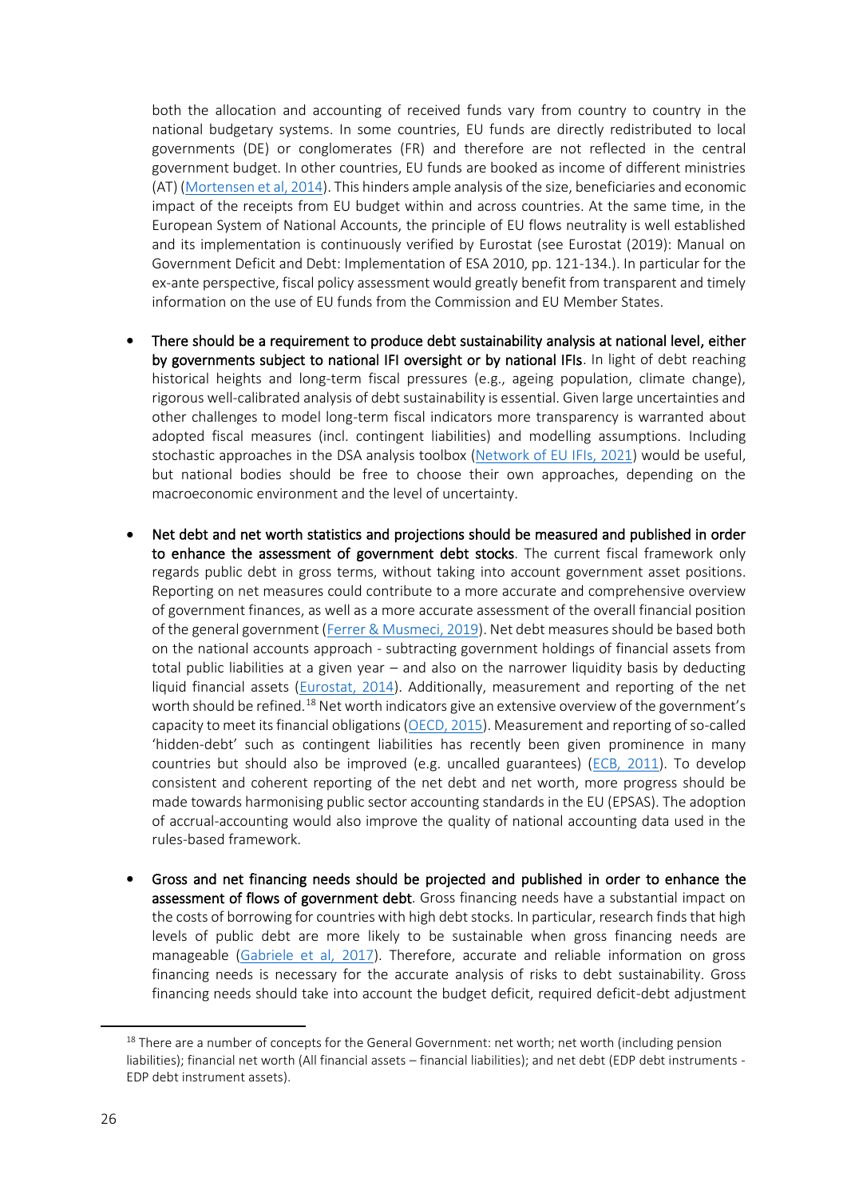both the allocation and accounting of received funds vary from country to country in the national budgetary systems. In some countries, EU funds are directly redistributed to local governments (DE) or conglomerates (FR) and therefore are not reflected in the central government budget. In other countries, EU funds are booked as income of different ministries (AT) (Mortensen et al, 2014). This hinders ample analysis of the size, beneficiaries and economic impact of the receipts from EU budget within and across countries. At the same time, in the European System of National Accounts, the principle of EU flows neutrality is well established and its implementation is continuously verified by Eurostat (see Eurostat (2019): Manual on Government Deficit and Debt: Implementation of ESA 2010, pp. 121-134.). In particular for the ex-ante perspective, fiscal policy assessment would greatly benefit from transparent and timely information on the use of EU funds from the Commission and EU Member States.

- **There should be a requirement to produce debt sustainability analysis at national level, either by governments subject to national IFI oversight or by national IFIs**. In light of debt reaching historical heights and long-term fiscal pressures (e.g., ageing population, climate change), rigorous well-calibrated analysis of debt sustainability is essential. Given large uncertainties and other challenges to model long-term fiscal indicators more transparency is warranted about adopted fiscal measures (incl. contingent liabilities) and modelling assumptions. Including stochastic approaches in the DSA analysis toolbox (Network of EU IFIs, 2021) would be useful, but national bodies should be free to choose their own approaches, depending on the macroeconomic environment and the level of uncertainty.

- **Net debt and net worth statistics and projections should be measured and published in order to enhance the assessment of government debt stocks**. The current fiscal framework only regards public debt in gross terms, without taking into account government asset positions. Reporting on net measures could contribute to a more accurate and comprehensive overview of government finances, as well as a more accurate assessment of the overall financial position of the general government (Ferrer & Musmeci, 2019). Net debt measures should be based both on the national accounts approach - subtracting government holdings of financial assets from total public liabilities at a given year – and also on the narrower liquidity basis by deducting liquid financial assets (Eurostat, 2014). Additionally, measurement and reporting of the net worth should be refined.[18] Net worth indicators give an extensive overview of the government's capacity to meet its financial obligations (OECD, 2015). Measurement and reporting of so-called 'hidden-debt' such as contingent liabilities has recently been given prominence in many countries but should also be improved (e.g. uncalled guarantees) (ECB, 2011). To develop consistent and coherent reporting of the net debt and net worth, more progress should be made towards harmonising public sector accounting standards in the EU (EPSAS). The adoption of accrual-accounting would also improve the quality of national accounting data used in the rules-based framework.

- **Gross and net financing needs should be projected and published in order to enhance the assessment of flows of government debt**. Gross financing needs have a substantial impact on the costs of borrowing for countries with high debt stocks. In particular, research finds that high levels of public debt are more likely to be sustainable when gross financing needs are manageable (Gabriele et al, 2017). Therefore, accurate and reliable information on gross financing needs is necessary for the accurate analysis of risks to debt sustainability. Gross financing needs should take into account the budget deficit, required deficit-debt adjustment

[18] There are a number of concepts for the General Government: net worth; net worth (including pension liabilities); financial net worth (All financial assets – financial liabilities); and net debt (EDP debt instruments - EDP debt instrument assets).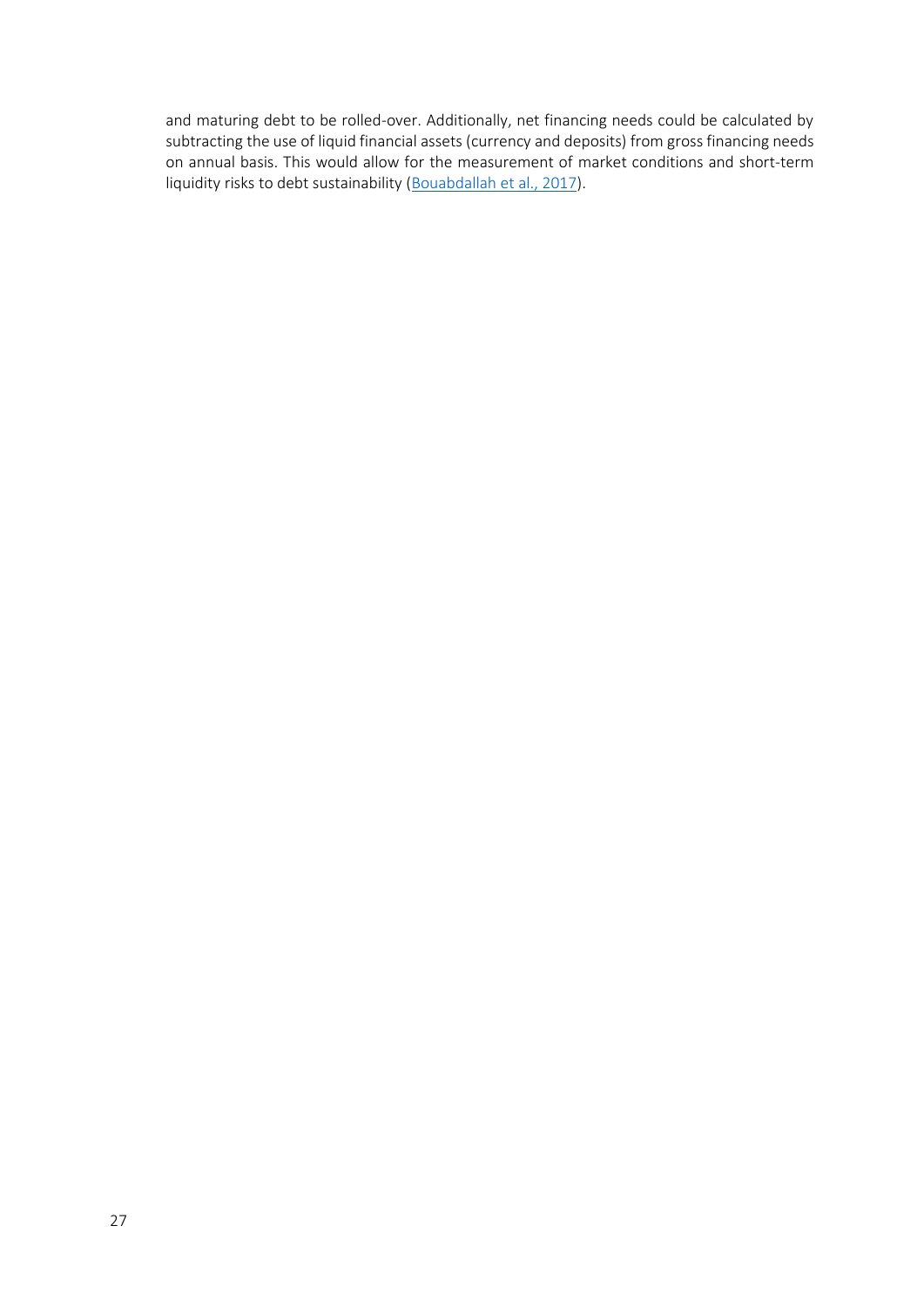and maturing debt to be rolled-over. Additionally, net financing needs could be calculated by subtracting the use of liquid financial assets (currency and deposits) from gross financing needs on annual basis. This would allow for the measurement of market conditions and short-term liquidity risks to debt sustainability (Bouabdallah et al., 2017).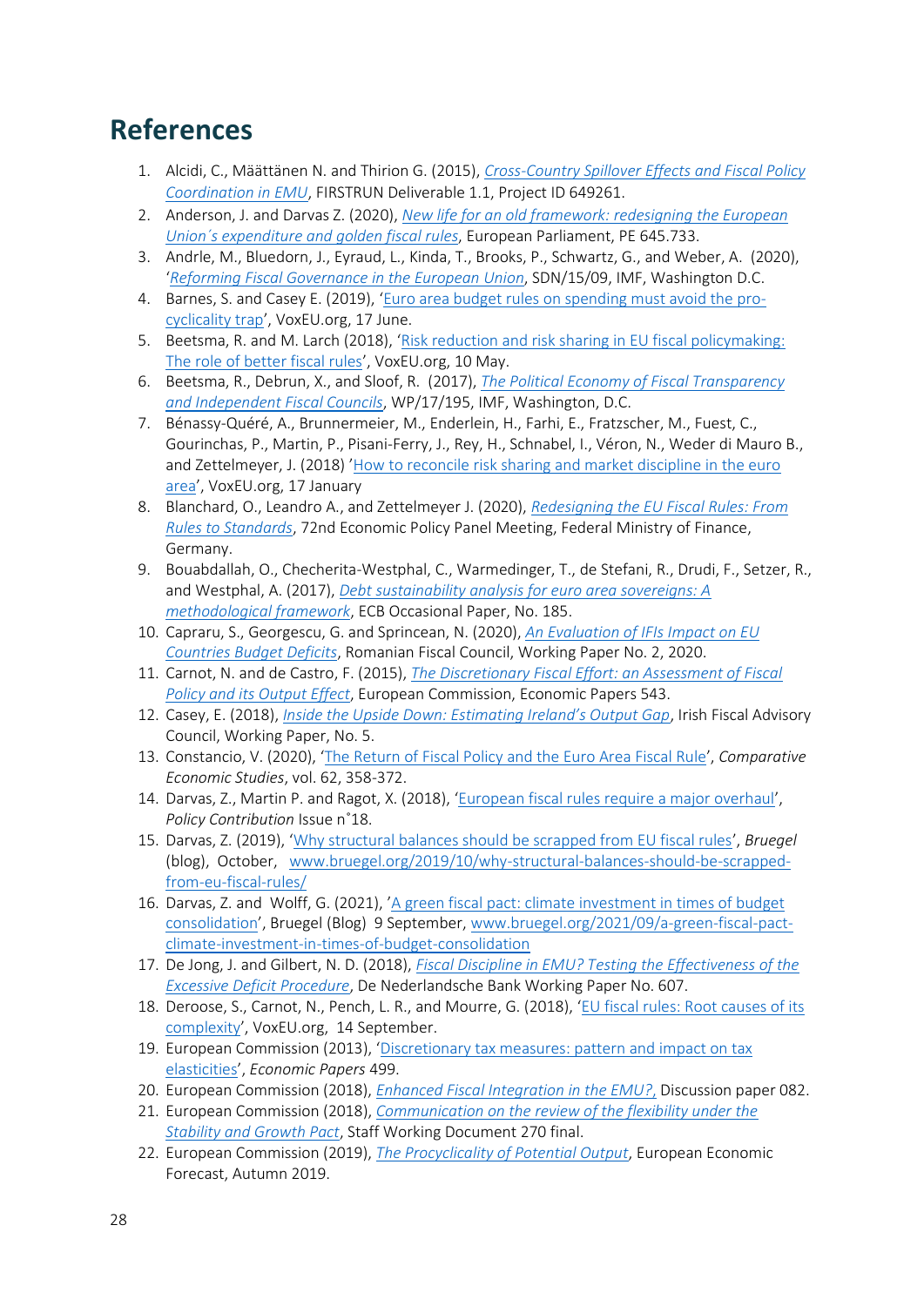# References

1. Alcidi, C., Määttänen N. and Thirion G. (2015), *Cross-Country Spillover Effects and Fiscal Policy Coordination in EMU*, FIRSTRUN Deliverable 1.1, Project ID 649261.
2. Anderson, J. and Darvas Z. (2020), *New life for an old framework: redesigning the European Union´s expenditure and golden fiscal rules*, European Parliament, PE 645.733.
3. Andrle, M., Bluedorn, J., Eyraud, L., Kinda, T., Brooks, P., Schwartz, G., and Weber, A. (2020), '*Reforming Fiscal Governance in the European Union*, SDN/15/09, IMF, Washington D.C.
4. Barnes, S. and Casey E. (2019), 'Euro area budget rules on spending must avoid the pro-cyclicality trap', VoxEU.org, 17 June.
5. Beetsma, R. and M. Larch (2018), 'Risk reduction and risk sharing in EU fiscal policymaking: The role of better fiscal rules', VoxEU.org, 10 May.
6. Beetsma, R., Debrun, X., and Sloof, R. (2017), *The Political Economy of Fiscal Transparency and Independent Fiscal Councils*, WP/17/195, IMF, Washington, D.C.
7. Bénassy-Quéré, A., Brunnermeier, M., Enderlein, H., Farhi, E., Fratzscher, M., Fuest, C., Gourinchas, P., Martin, P., Pisani-Ferry, J., Rey, H., Schnabel, I., Véron, N., Weder di Mauro B., and Zettelmeyer, J. (2018) 'How to reconcile risk sharing and market discipline in the euro area', VoxEU.org, 17 January
8. Blanchard, O., Leandro A., and Zettelmeyer J. (2020), *Redesigning the EU Fiscal Rules: From Rules to Standards*, 72nd Economic Policy Panel Meeting, Federal Ministry of Finance, Germany.
9. Bouabdallah, O., Checherita-Westphal, C., Warmedinger, T., de Stefani, R., Drudi, F., Setzer, R., and Westphal, A. (2017), *Debt sustainability analysis for euro area sovereigns: A methodological framework*, ECB Occasional Paper, No. 185.
10. Capraru, S., Georgescu, G. and Sprincean, N. (2020), *An Evaluation of IFIs Impact on EU Countries Budget Deficits*, Romanian Fiscal Council, Working Paper No. 2, 2020.
11. Carnot, N. and de Castro, F. (2015), *The Discretionary Fiscal Effort: an Assessment of Fiscal Policy and its Output Effect*, European Commission, Economic Papers 543.
12. Casey, E. (2018), *Inside the Upside Down: Estimating Ireland's Output Gap*, Irish Fiscal Advisory Council, Working Paper, No. 5.
13. Constancio, V. (2020), 'The Return of Fiscal Policy and the Euro Area Fiscal Rule', *Comparative Economic Studies*, vol. 62, 358-372.
14. Darvas, Z., Martin P. and Ragot, X. (2018), 'European fiscal rules require a major overhaul', *Policy Contribution* Issue n˚18.
15. Darvas, Z. (2019), 'Why structural balances should be scrapped from EU fiscal rules', *Bruegel* (blog), October, www.bruegel.org/2019/10/why-structural-balances-should-be-scrapped-from-eu-fiscal-rules/
16. Darvas, Z. and Wolff, G. (2021), 'A green fiscal pact: climate investment in times of budget consolidation', Bruegel (Blog) 9 September, www.bruegel.org/2021/09/a-green-fiscal-pact-climate-investment-in-times-of-budget-consolidation
17. De Jong, J. and Gilbert, N. D. (2018), *Fiscal Discipline in EMU? Testing the Effectiveness of the Excessive Deficit Procedure*, De Nederlandsche Bank Working Paper No. 607.
18. Deroose, S., Carnot, N., Pench, L. R., and Mourre, G. (2018), 'EU fiscal rules: Root causes of its complexity', VoxEU.org, 14 September.
19. European Commission (2013), 'Discretionary tax measures: pattern and impact on tax elasticities', *Economic Papers* 499.
20. European Commission (2018), *Enhanced Fiscal Integration in the EMU?,* Discussion paper 082.
21. European Commission (2018), *Communication on the review of the flexibility under the Stability and Growth Pact*, Staff Working Document 270 final.
22. European Commission (2019), *The Procyclicality of Potential Output*, European Economic Forecast, Autumn 2019.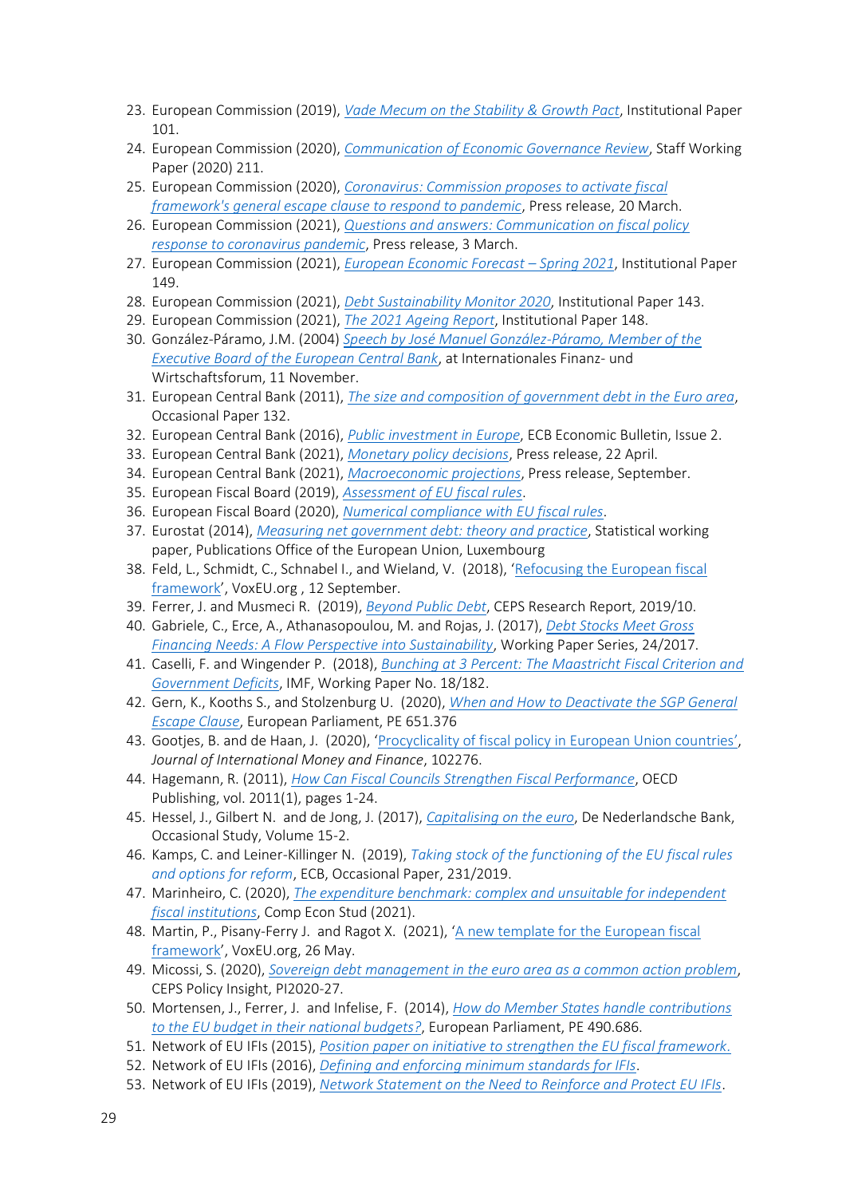23. European Commission (2019), *Vade Mecum on the Stability & Growth Pact*, Institutional Paper 101.
24. European Commission (2020), *Communication of Economic Governance Review*, Staff Working Paper (2020) 211.
25. European Commission (2020), *Coronavirus: Commission proposes to activate fiscal framework's general escape clause to respond to pandemic*, Press release, 20 March.
26. European Commission (2021), *Questions and answers: Communication on fiscal policy response to coronavirus pandemic*, Press release, 3 March.
27. European Commission (2021), *European Economic Forecast – Spring 2021*, Institutional Paper 149.
28. European Commission (2021), *Debt Sustainability Monitor 2020*, Institutional Paper 143.
29. European Commission (2021), *The 2021 Ageing Report*, Institutional Paper 148.
30. González-Páramo, J.M. (2004) *Speech by José Manuel González-Páramo, Member of the Executive Board of the European Central Bank*, at Internationales Finanz- und Wirtschaftsforum, 11 November.
31. European Central Bank (2011), *The size and composition of government debt in the Euro area*, Occasional Paper 132.
32. European Central Bank (2016), *Public investment in Europe*, ECB Economic Bulletin, Issue 2.
33. European Central Bank (2021), *Monetary policy decisions*, Press release, 22 April.
34. European Central Bank (2021), *Macroeconomic projections*, Press release, September.
35. European Fiscal Board (2019), *Assessment of EU fiscal rules*.
36. European Fiscal Board (2020), *Numerical compliance with EU fiscal rules*.
37. Eurostat (2014), *Measuring net government debt: theory and practice*, Statistical working paper, Publications Office of the European Union, Luxembourg
38. Feld, L., Schmidt, C., Schnabel I., and Wieland, V. (2018), 'Refocusing the European fiscal framework', VoxEU.org , 12 September.
39. Ferrer, J. and Musmeci R. (2019), *Beyond Public Debt*, CEPS Research Report, 2019/10.
40. Gabriele, C., Erce, A., Athanasopoulou, M. and Rojas, J. (2017), *Debt Stocks Meet Gross Financing Needs: A Flow Perspective into Sustainability*, Working Paper Series, 24/2017.
41. Caselli, F. and Wingender P. (2018), *Bunching at 3 Percent: The Maastricht Fiscal Criterion and Government Deficits*, IMF, Working Paper No. 18/182.
42. Gern, K., Kooths S., and Stolzenburg U. (2020), *When and How to Deactivate the SGP General Escape Clause*, European Parliament, PE 651.376
43. Gootjes, B. and de Haan, J. (2020), 'Procyclicality of fiscal policy in European Union countries', *Journal of International Money and Finance*, 102276.
44. Hagemann, R. (2011), *How Can Fiscal Councils Strengthen Fiscal Performance*, OECD Publishing, vol. 2011(1), pages 1-24.
45. Hessel, J., Gilbert N. and de Jong, J. (2017), *Capitalising on the euro*, De Nederlandsche Bank, Occasional Study, Volume 15-2.
46. Kamps, C. and Leiner-Killinger N. (2019), *Taking stock of the functioning of the EU fiscal rules and options for reform*, ECB, Occasional Paper, 231/2019.
47. Marinheiro, C. (2020), *The expenditure benchmark: complex and unsuitable for independent fiscal institutions*, Comp Econ Stud (2021).
48. Martin, P., Pisany-Ferry J. and Ragot X. (2021), 'A new template for the European fiscal framework', VoxEU.org, 26 May.
49. Micossi, S. (2020), *Sovereign debt management in the euro area as a common action problem*, CEPS Policy Insight, PI2020-27.
50. Mortensen, J., Ferrer, J. and Infelise, F. (2014), *How do Member States handle contributions to the EU budget in their national budgets?*, European Parliament, PE 490.686.
51. Network of EU IFIs (2015), *Position paper on initiative to strengthen the EU fiscal framework.*
52. Network of EU IFIs (2016), *Defining and enforcing minimum standards for IFIs*.
53. Network of EU IFIs (2019), *Network Statement on the Need to Reinforce and Protect EU IFIs*.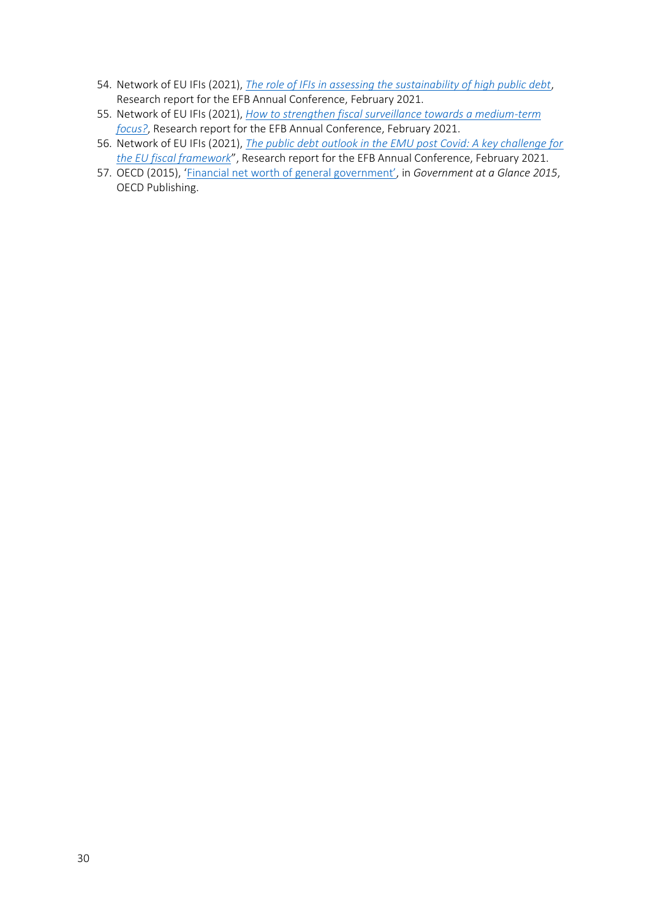54. Network of EU IFIs (2021), *The role of IFIs in assessing the sustainability of high public debt*, Research report for the EFB Annual Conference, February 2021.
55. Network of EU IFIs (2021), *How to strengthen fiscal surveillance towards a medium-term focus?*, Research report for the EFB Annual Conference, February 2021.
56. Network of EU IFIs (2021), *The public debt outlook in the EMU post Covid: A key challenge for the EU fiscal framework*", Research report for the EFB Annual Conference, February 2021.
57. OECD (2015), 'Financial net worth of general government', in *Government at a Glance 2015*, OECD Publishing.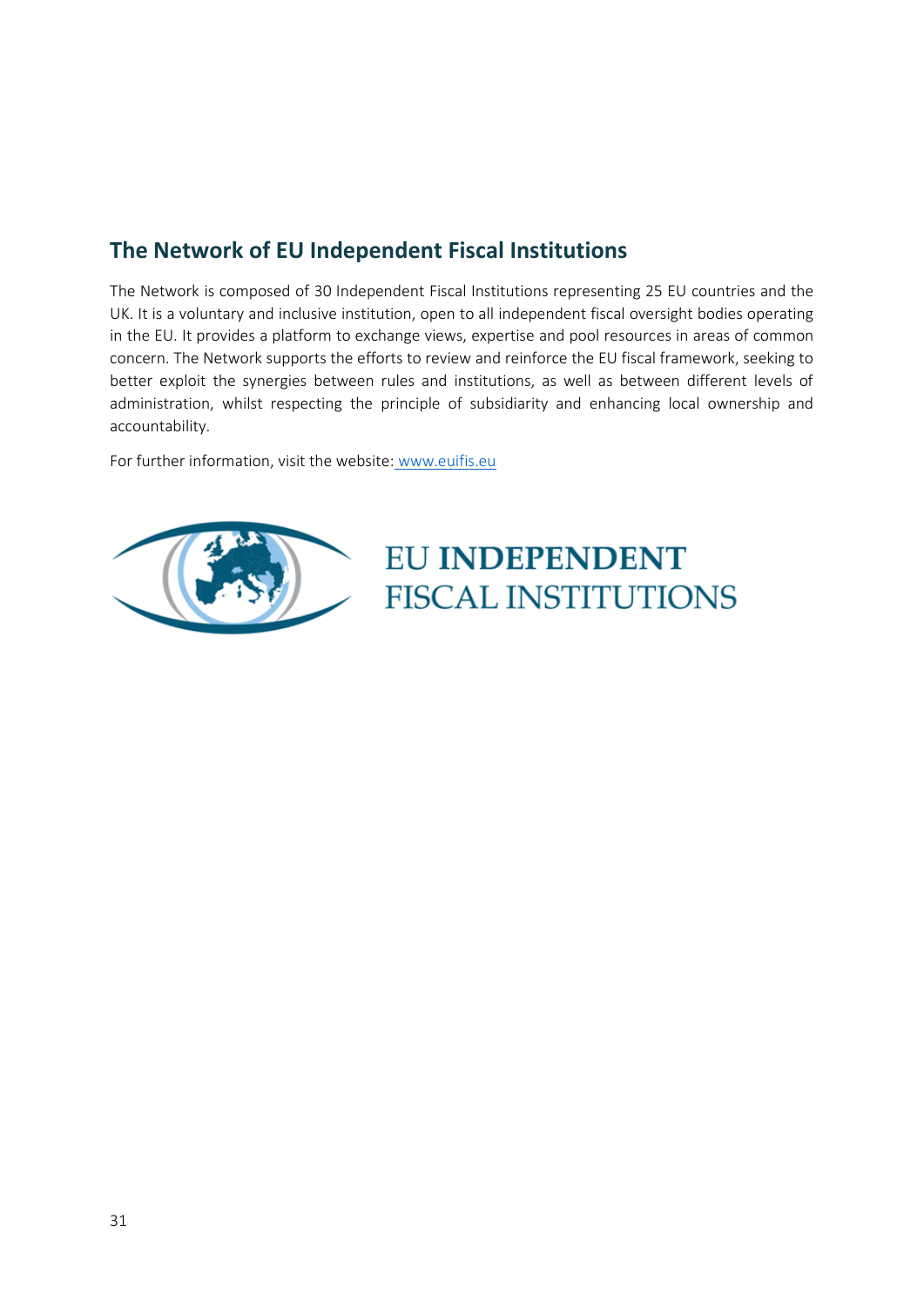## The Network of EU Independent Fiscal Institutions

The Network is composed of 30 Independent Fiscal Institutions representing 25 EU countries and the UK. It is a voluntary and inclusive institution, open to all independent fiscal oversight bodies operating in the EU. It provides a platform to exchange views, expertise and pool resources in areas of common concern. The Network supports the efforts to review and reinforce the EU fiscal framework, seeking to better exploit the synergies between rules and institutions, as well as between different levels of administration, whilst respecting the principle of subsidiarity and enhancing local ownership and accountability.

For further information, visit the website: www.euifis.eu

EU **INDEPENDENT**
FISCAL INSTITUTIONS